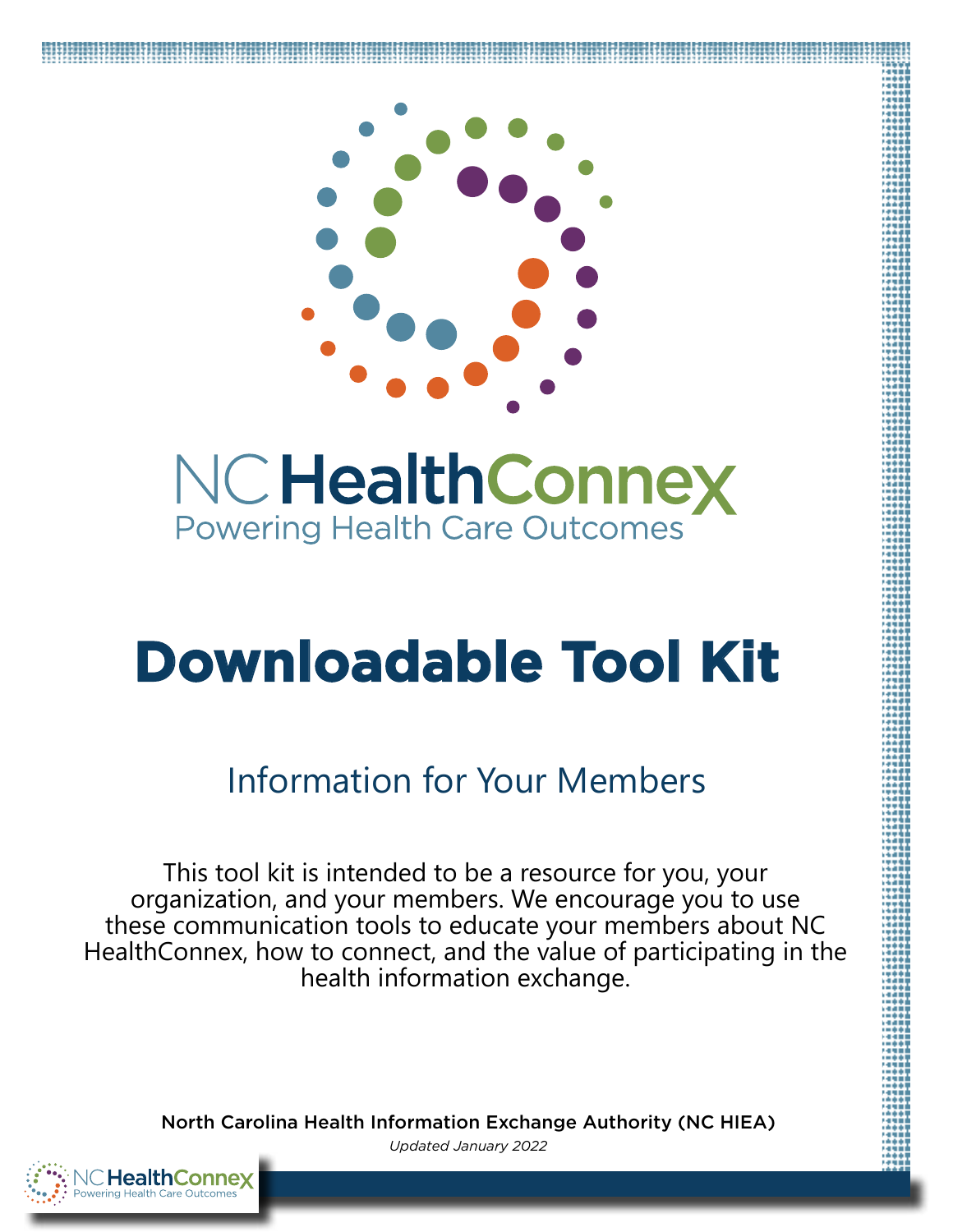NC HealthConnex
Powering Health Care Outcomes

# Downloadable Tool Kit

## Information for Your Members

This tool kit is intended to be a resource for you, your organization, and your members. We encourage you to use these communication tools to educate your members about NC HealthConnex, how to connect, and the value of participating in the health information exchange.

North Carolina Health Information Exchange Authority (NC HIEA)

*Updated January 2022*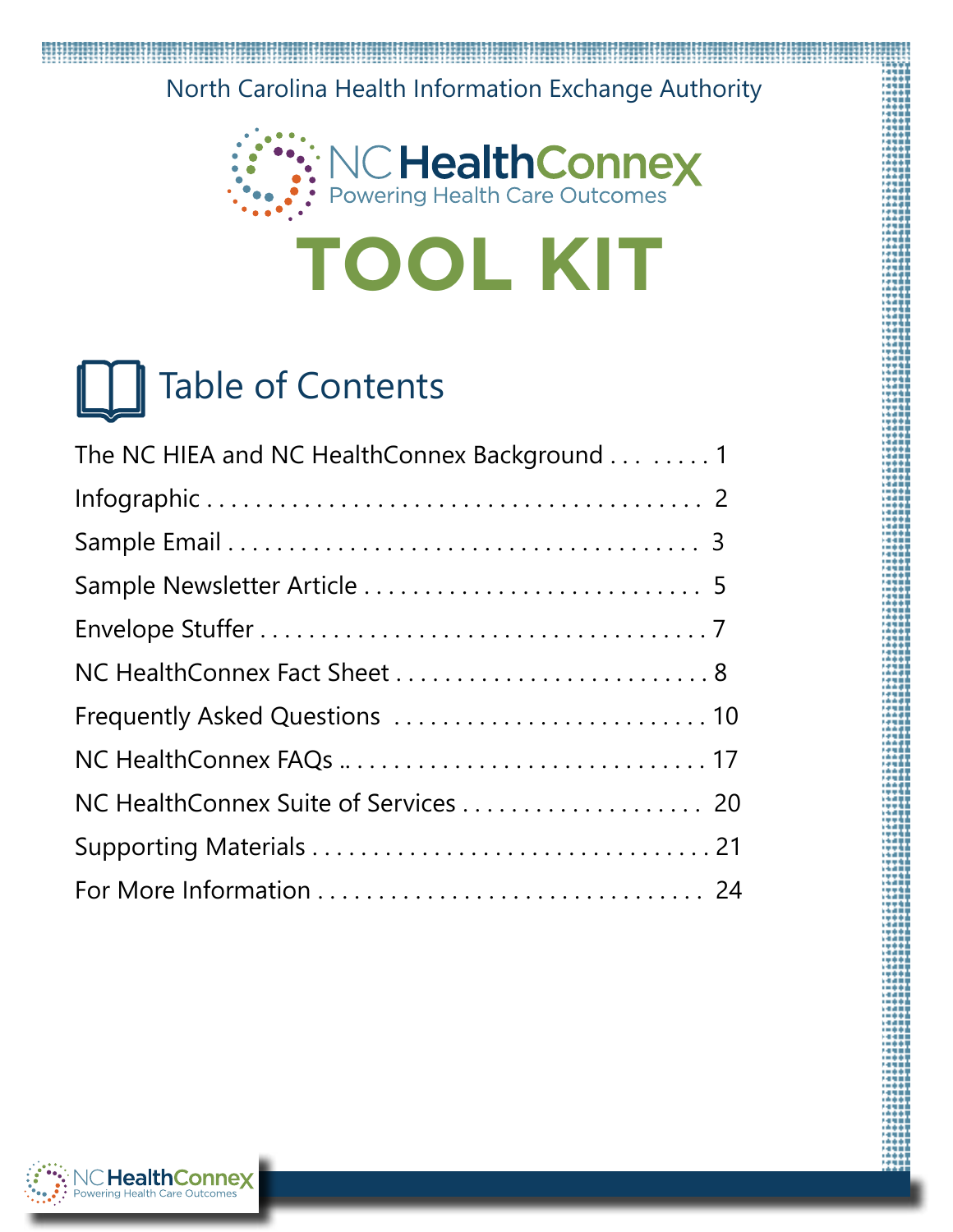North Carolina Health Information Exchange Authority

NC HealthConnex
Powering Health Care Outcomes

# TOOL KIT

## Table of Contents

The NC HIEA and NC HealthConnex Background . . . . . . . . 1

Infographic . . . . . . . . . . . . . . . . . . . . . . . . . . . . . . . . . . . . . . 2

Sample Email . . . . . . . . . . . . . . . . . . . . . . . . . . . . . . . . . . . . 3

Sample Newsletter Article . . . . . . . . . . . . . . . . . . . . . . . . . . 5

Envelope Stuffer . . . . . . . . . . . . . . . . . . . . . . . . . . . . . . . . . . 7

NC HealthConnex Fact Sheet . . . . . . . . . . . . . . . . . . . . . . . . 8

Frequently Asked Questions . . . . . . . . . . . . . . . . . . . . . . . . 10

NC HealthConnex FAQs .. . . . . . . . . . . . . . . . . . . . . . . . . . . . 17

NC HealthConnex Suite of Services . . . . . . . . . . . . . . . . . . . 20

Supporting Materials . . . . . . . . . . . . . . . . . . . . . . . . . . . . . . 21

For More Information . . . . . . . . . . . . . . . . . . . . . . . . . . . . . 24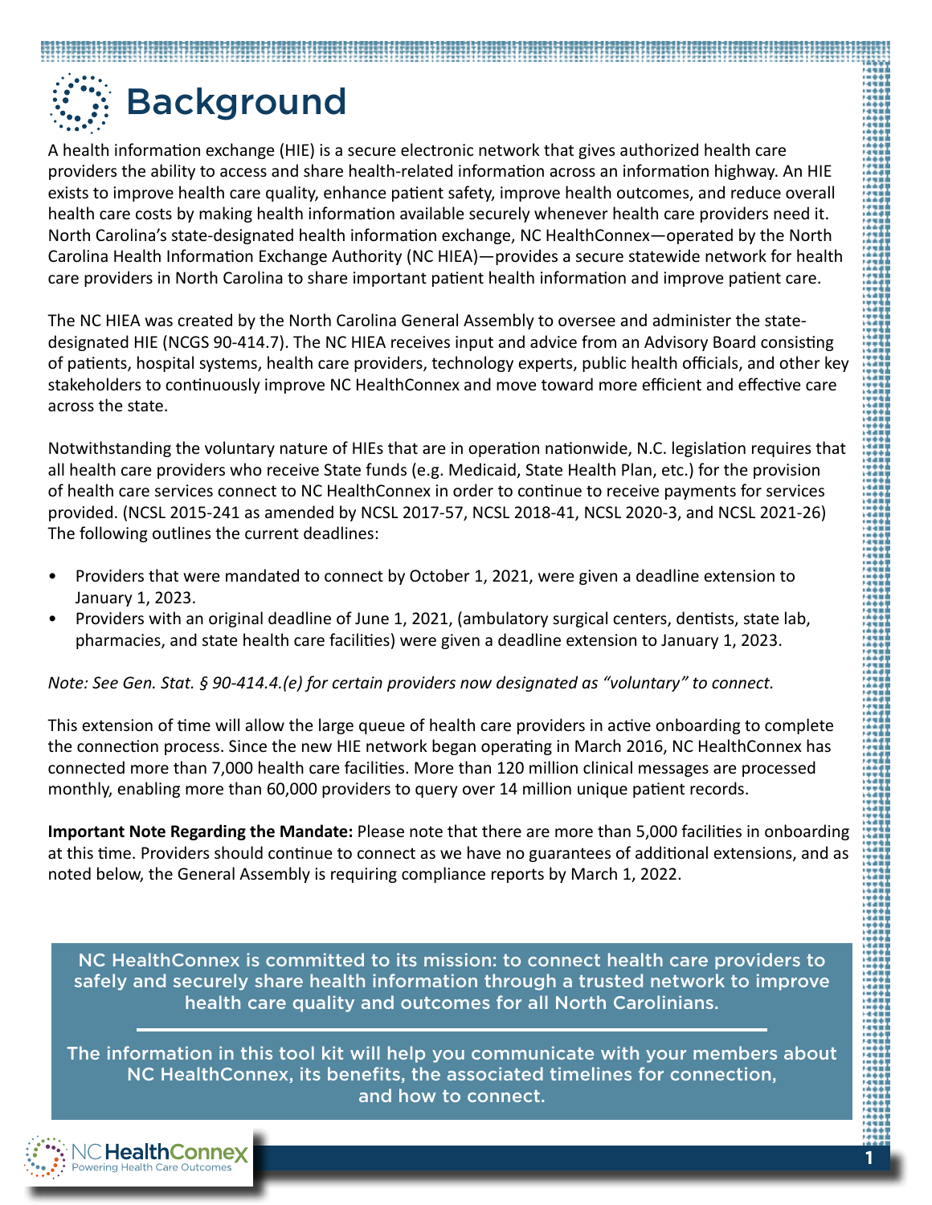# Background

A health information exchange (HIE) is a secure electronic network that gives authorized health care providers the ability to access and share health-related information across an information highway. An HIE exists to improve health care quality, enhance patient safety, improve health outcomes, and reduce overall health care costs by making health information available securely whenever health care providers need it. North Carolina's state-designated health information exchange, NC HealthConnex—operated by the North Carolina Health Information Exchange Authority (NC HIEA)—provides a secure statewide network for health care providers in North Carolina to share important patient health information and improve patient care.

The NC HIEA was created by the North Carolina General Assembly to oversee and administer the state-designated HIE (NCGS 90-414.7). The NC HIEA receives input and advice from an Advisory Board consisting of patients, hospital systems, health care providers, technology experts, public health officials, and other key stakeholders to continuously improve NC HealthConnex and move toward more efficient and effective care across the state.

Notwithstanding the voluntary nature of HIEs that are in operation nationwide, N.C. legislation requires that all health care providers who receive State funds (e.g. Medicaid, State Health Plan, etc.) for the provision of health care services connect to NC HealthConnex in order to continue to receive payments for services provided. (NCSL 2015-241 as amended by NCSL 2017-57, NCSL 2018-41, NCSL 2020-3, and NCSL 2021-26) The following outlines the current deadlines:

- Providers that were mandated to connect by October 1, 2021, were given a deadline extension to January 1, 2023.
- Providers with an original deadline of June 1, 2021, (ambulatory surgical centers, dentists, state lab, pharmacies, and state health care facilities) were given a deadline extension to January 1, 2023.

*Note: See Gen. Stat. § 90-414.4.(e) for certain providers now designated as "voluntary" to connect.*

This extension of time will allow the large queue of health care providers in active onboarding to complete the connection process. Since the new HIE network began operating in March 2016, NC HealthConnex has connected more than 7,000 health care facilities. More than 120 million clinical messages are processed monthly, enabling more than 60,000 providers to query over 14 million unique patient records.

**Important Note Regarding the Mandate:** Please note that there are more than 5,000 facilities in onboarding at this time. Providers should continue to connect as we have no guarantees of additional extensions, and as noted below, the General Assembly is requiring compliance reports by March 1, 2022.

NC HealthConnex is committed to its mission: to connect health care providers to safely and securely share health information through a trusted network to improve health care quality and outcomes for all North Carolinians.

The information in this tool kit will help you communicate with your members about NC HealthConnex, its benefits, the associated timelines for connection, and how to connect.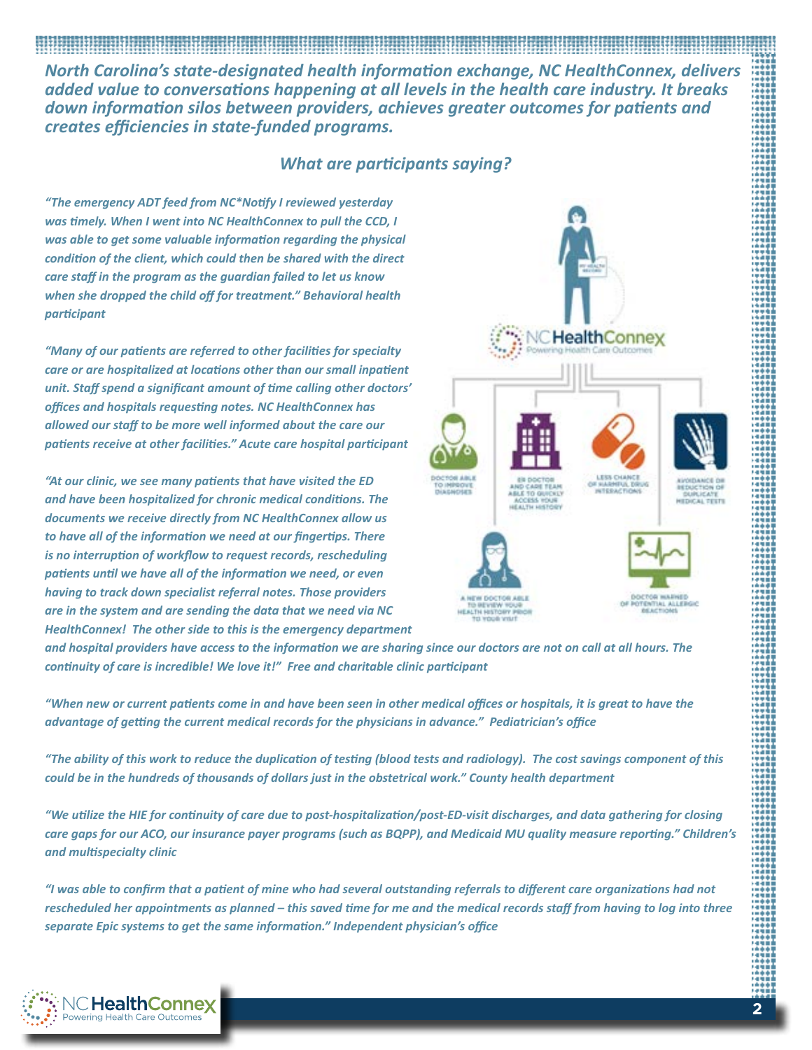*North Carolina's state-designated health information exchange, NC HealthConnex, delivers added value to conversations happening at all levels in the health care industry. It breaks down information silos between providers, achieves greater outcomes for patients and creates efficiencies in state-funded programs.*

## *What are participants saying?*

*"The emergency ADT feed from NC\*Notify I reviewed yesterday was timely. When I went into NC HealthConnex to pull the CCD, I was able to get some valuable information regarding the physical condition of the client, which could then be shared with the direct care staff in the program as the guardian failed to let us know when she dropped the child off for treatment." Behavioral health participant*

*"Many of our patients are referred to other facilities for specialty care or are hospitalized at locations other than our small inpatient unit. Staff spend a significant amount of time calling other doctors' offices and hospitals requesting notes. NC HealthConnex has allowed our staff to be more well informed about the care our patients receive at other facilities." Acute care hospital participant*

*"At our clinic, we see many patients that have visited the ED and have been hospitalized for chronic medical conditions. The documents we receive directly from NC HealthConnex allow us to have all of the information we need at our fingertips. There is no interruption of workflow to request records, rescheduling patients until we have all of the information we need, or even having to track down specialist referral notes. Those providers are in the system and are sending the data that we need via NC HealthConnex! The other side to this is the emergency department and hospital providers have access to the information we are sharing since our doctors are not on call at all hours. The continuity of care is incredible! We love it!" Free and charitable clinic participant*

*"When new or current patients come in and have been seen in other medical offices or hospitals, it is great to have the advantage of getting the current medical records for the physicians in advance." Pediatrician's office*

*"The ability of this work to reduce the duplication of testing (blood tests and radiology). The cost savings component of this could be in the hundreds of thousands of dollars just in the obstetrical work." County health department*

*"We utilize the HIE for continuity of care due to post-hospitalization/post-ED-visit discharges, and data gathering for closing care gaps for our ACO, our insurance payer programs (such as BQPP), and Medicaid MU quality measure reporting." Children's and multispecialty clinic*

*"I was able to confirm that a patient of mine who had several outstanding referrals to different care organizations had not rescheduled her appointments as planned – this saved time for me and the medical records staff from having to log into three separate Epic systems to get the same information." Independent physician's office*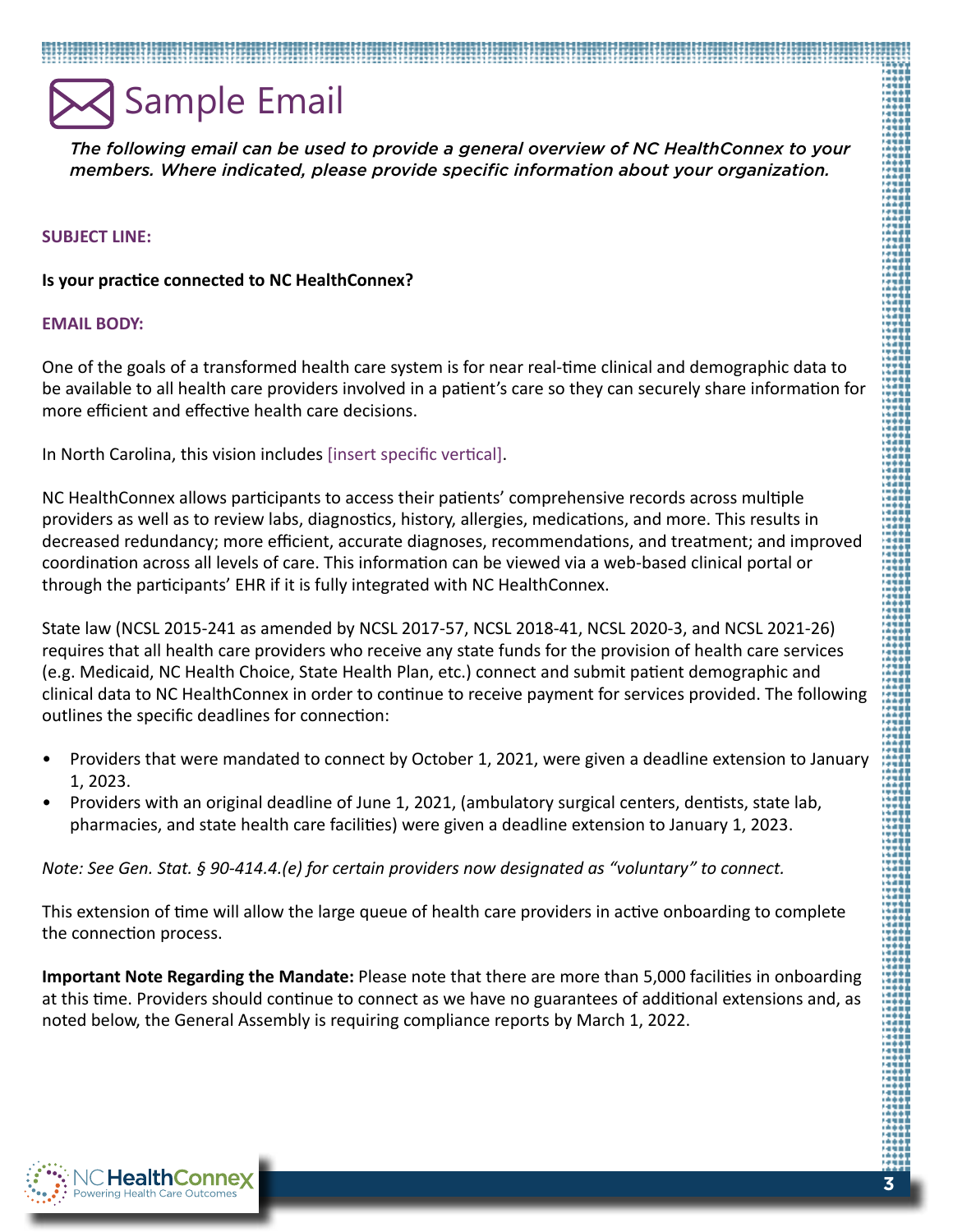# Sample Email

*The following email can be used to provide a general overview of NC HealthConnex to your members. Where indicated, please provide specific information about your organization.*

**SUBJECT LINE:**

**Is your practice connected to NC HealthConnex?**

**EMAIL BODY:**

One of the goals of a transformed health care system is for near real-time clinical and demographic data to be available to all health care providers involved in a patient's care so they can securely share information for more efficient and effective health care decisions.

In North Carolina, this vision includes [insert specific vertical].

NC HealthConnex allows participants to access their patients' comprehensive records across multiple providers as well as to review labs, diagnostics, history, allergies, medications, and more. This results in decreased redundancy; more efficient, accurate diagnoses, recommendations, and treatment; and improved coordination across all levels of care. This information can be viewed via a web-based clinical portal or through the participants' EHR if it is fully integrated with NC HealthConnex.

State law (NCSL 2015-241 as amended by NCSL 2017-57, NCSL 2018-41, NCSL 2020-3, and NCSL 2021-26) requires that all health care providers who receive any state funds for the provision of health care services (e.g. Medicaid, NC Health Choice, State Health Plan, etc.) connect and submit patient demographic and clinical data to NC HealthConnex in order to continue to receive payment for services provided. The following outlines the specific deadlines for connection:

- Providers that were mandated to connect by October 1, 2021, were given a deadline extension to January 1, 2023.
- Providers with an original deadline of June 1, 2021, (ambulatory surgical centers, dentists, state lab, pharmacies, and state health care facilities) were given a deadline extension to January 1, 2023.

*Note: See Gen. Stat. § 90-414.4.(e) for certain providers now designated as "voluntary" to connect.*

This extension of time will allow the large queue of health care providers in active onboarding to complete the connection process.

**Important Note Regarding the Mandate:** Please note that there are more than 5,000 facilities in onboarding at this time. Providers should continue to connect as we have no guarantees of additional extensions and, as noted below, the General Assembly is requiring compliance reports by March 1, 2022.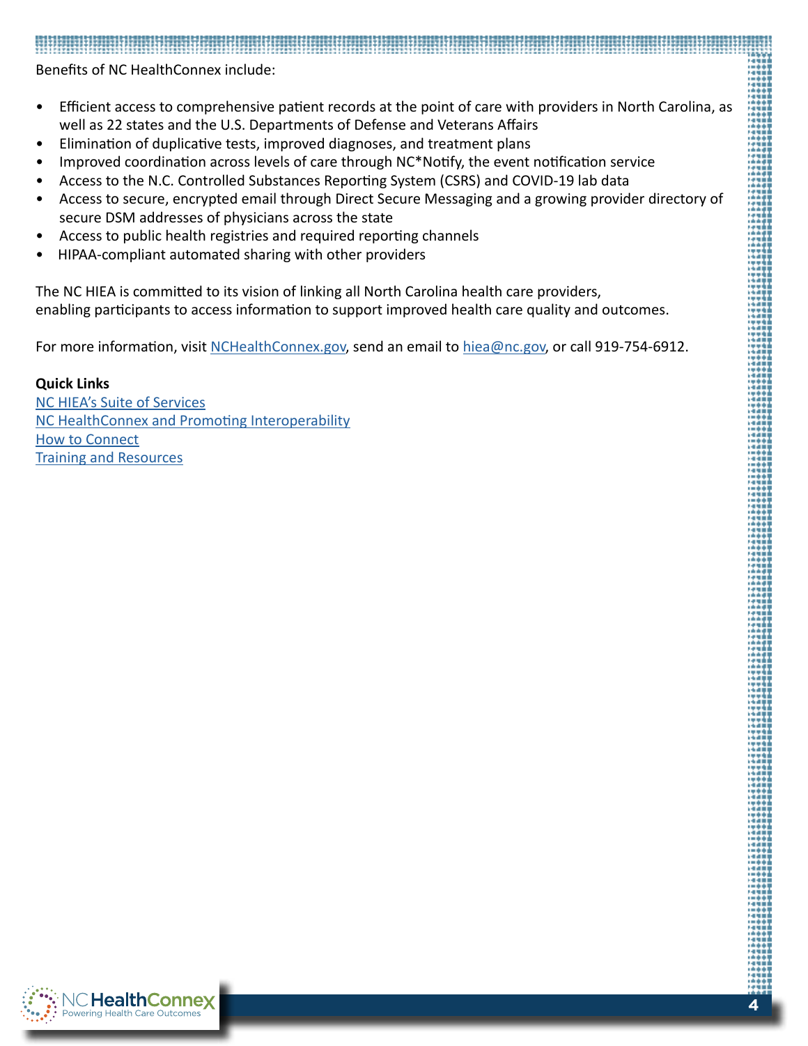Benefits of NC HealthConnex include:

- Efficient access to comprehensive patient records at the point of care with providers in North Carolina, as well as 22 states and the U.S. Departments of Defense and Veterans Affairs
- Elimination of duplicative tests, improved diagnoses, and treatment plans
- Improved coordination across levels of care through NC*Notify, the event notification service
- Access to the N.C. Controlled Substances Reporting System (CSRS) and COVID-19 lab data
- Access to secure, encrypted email through Direct Secure Messaging and a growing provider directory of secure DSM addresses of physicians across the state
- Access to public health registries and required reporting channels
- HIPAA-compliant automated sharing with other providers

The NC HIEA is committed to its vision of linking all North Carolina health care providers, enabling participants to access information to support improved health care quality and outcomes.

For more information, visit NCHealthConnex.gov, send an email to hiea@nc.gov, or call 919-754-6912.

**Quick Links**

NC HIEA's Suite of Services
NC HealthConnex and Promoting Interoperability
How to Connect
Training and Resources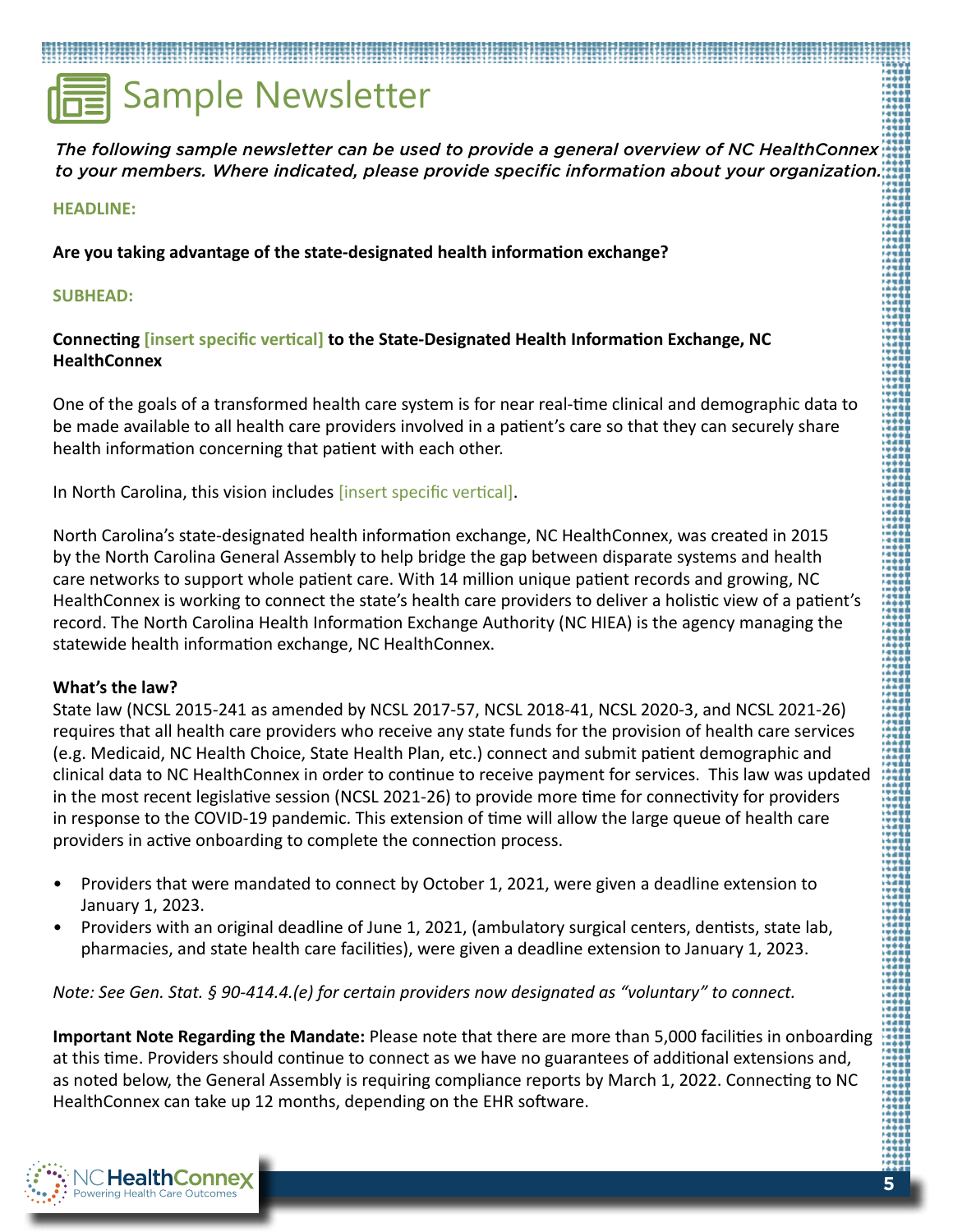# Sample Newsletter

*The following sample newsletter can be used to provide a general overview of NC HealthConnex to your members. Where indicated, please provide specific information about your organization.*

**HEADLINE:**

**Are you taking advantage of the state-designated health information exchange?**

**SUBHEAD:**

**Connecting [insert specific vertical] to the State-Designated Health Information Exchange, NC HealthConnex**

One of the goals of a transformed health care system is for near real-time clinical and demographic data to be made available to all health care providers involved in a patient's care so that they can securely share health information concerning that patient with each other.

In North Carolina, this vision includes [insert specific vertical].

North Carolina's state-designated health information exchange, NC HealthConnex, was created in 2015 by the North Carolina General Assembly to help bridge the gap between disparate systems and health care networks to support whole patient care. With 14 million unique patient records and growing, NC HealthConnex is working to connect the state's health care providers to deliver a holistic view of a patient's record. The North Carolina Health Information Exchange Authority (NC HIEA) is the agency managing the statewide health information exchange, NC HealthConnex.

**What's the law?**

State law (NCSL 2015-241 as amended by NCSL 2017-57, NCSL 2018-41, NCSL 2020-3, and NCSL 2021-26) requires that all health care providers who receive any state funds for the provision of health care services (e.g. Medicaid, NC Health Choice, State Health Plan, etc.) connect and submit patient demographic and clinical data to NC HealthConnex in order to continue to receive payment for services. This law was updated in the most recent legislative session (NCSL 2021-26) to provide more time for connectivity for providers in response to the COVID-19 pandemic. This extension of time will allow the large queue of health care providers in active onboarding to complete the connection process.

- Providers that were mandated to connect by October 1, 2021, were given a deadline extension to January 1, 2023.
- Providers with an original deadline of June 1, 2021, (ambulatory surgical centers, dentists, state lab, pharmacies, and state health care facilities), were given a deadline extension to January 1, 2023.

*Note: See Gen. Stat. § 90-414.4.(e) for certain providers now designated as "voluntary" to connect.*

**Important Note Regarding the Mandate:** Please note that there are more than 5,000 facilities in onboarding at this time. Providers should continue to connect as we have no guarantees of additional extensions and, as noted below, the General Assembly is requiring compliance reports by March 1, 2022. Connecting to NC HealthConnex can take up 12 months, depending on the EHR software.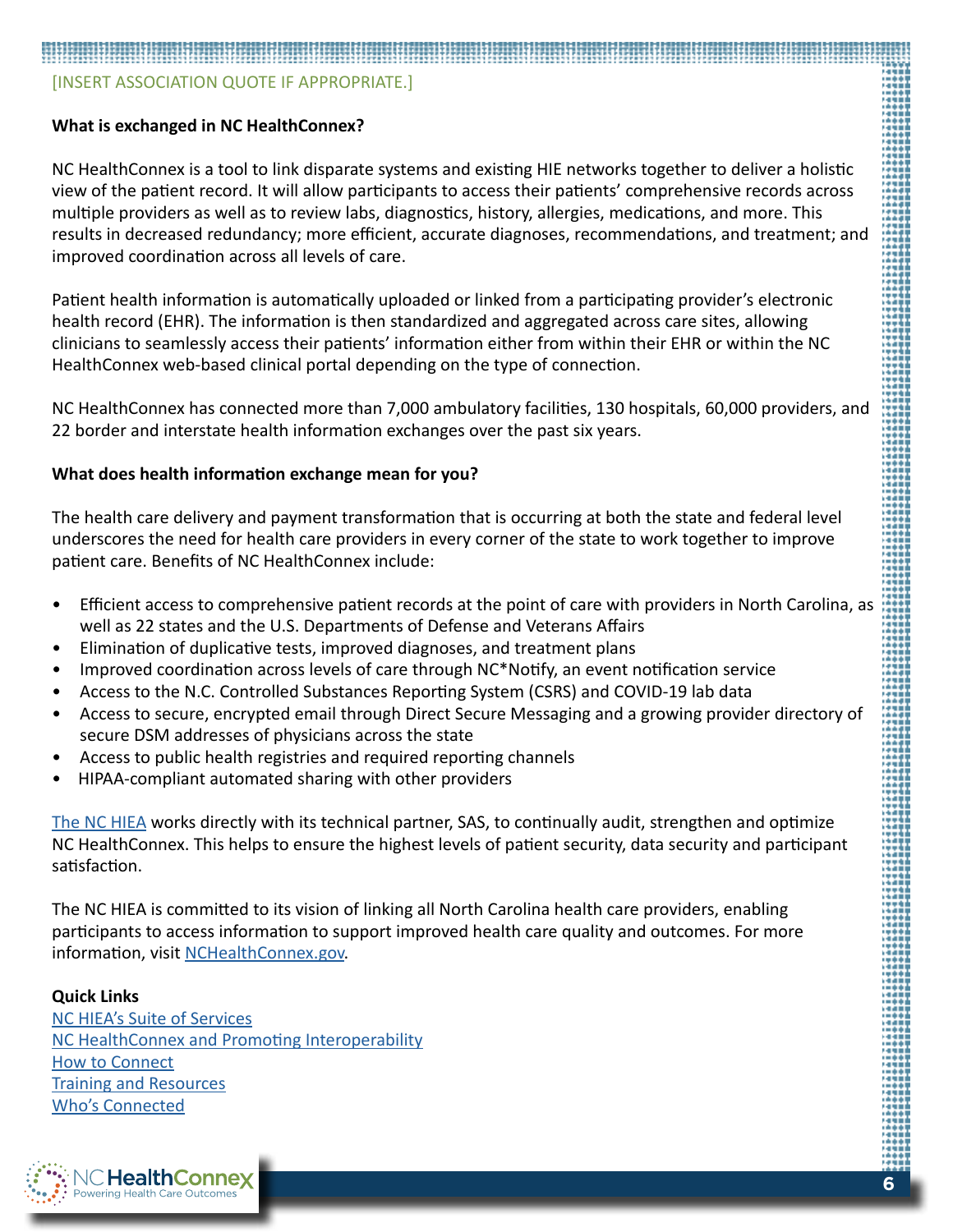[INSERT ASSOCIATION QUOTE IF APPROPRIATE.]

**What is exchanged in NC HealthConnex?**

NC HealthConnex is a tool to link disparate systems and existing HIE networks together to deliver a holistic view of the patient record. It will allow participants to access their patients' comprehensive records across multiple providers as well as to review labs, diagnostics, history, allergies, medications, and more. This results in decreased redundancy; more efficient, accurate diagnoses, recommendations, and treatment; and improved coordination across all levels of care.

Patient health information is automatically uploaded or linked from a participating provider's electronic health record (EHR). The information is then standardized and aggregated across care sites, allowing clinicians to seamlessly access their patients' information either from within their EHR or within the NC HealthConnex web-based clinical portal depending on the type of connection.

NC HealthConnex has connected more than 7,000 ambulatory facilities, 130 hospitals, 60,000 providers, and 22 border and interstate health information exchanges over the past six years.

**What does health information exchange mean for you?**

The health care delivery and payment transformation that is occurring at both the state and federal level underscores the need for health care providers in every corner of the state to work together to improve patient care. Benefits of NC HealthConnex include:

- Efficient access to comprehensive patient records at the point of care with providers in North Carolina, as well as 22 states and the U.S. Departments of Defense and Veterans Affairs
- Elimination of duplicative tests, improved diagnoses, and treatment plans
- Improved coordination across levels of care through NC*Notify, an event notification service
- Access to the N.C. Controlled Substances Reporting System (CSRS) and COVID-19 lab data
- Access to secure, encrypted email through Direct Secure Messaging and a growing provider directory of secure DSM addresses of physicians across the state
- Access to public health registries and required reporting channels
- HIPAA-compliant automated sharing with other providers

The NC HIEA works directly with its technical partner, SAS, to continually audit, strengthen and optimize NC HealthConnex. This helps to ensure the highest levels of patient security, data security and participant satisfaction.

The NC HIEA is committed to its vision of linking all North Carolina health care providers, enabling participants to access information to support improved health care quality and outcomes. For more information, visit NCHealthConnex.gov.

**Quick Links**

NC HIEA's Suite of Services
NC HealthConnex and Promoting Interoperability
How to Connect
Training and Resources
Who's Connected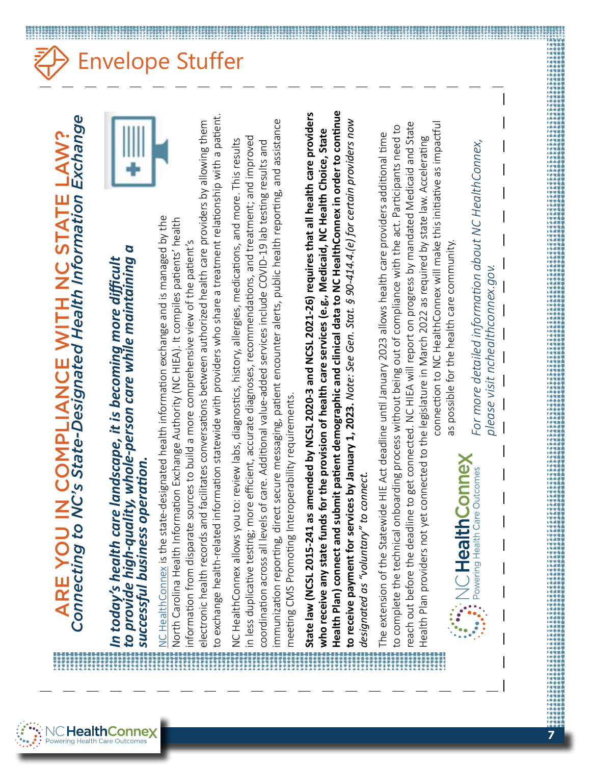# Envelope Stuffer

## ARE YOU IN COMPLIANCE WITH NC STATE LAW?

### *Connecting to NC's State-Designated Health Information Exchange*

***In today's health care landscape, it is becoming more difficult to provide high-quality, whole-person care while maintaining a successful business operation.***

NC HealthConnex is the state-designated health information exchange and is managed by the North Carolina Health Information Exchange Authority (NC HIEA). It compiles patients' health information from disparate sources to build a more comprehensive view of the patient's electronic health records and facilitates conversations between authorized health care providers by allowing them to exchange health-related information statewide with providers who share a treatment relationship with a patient.

NC HealthConnex allows you to: review labs, diagnostics, history, allergies, medications, and more. This results in less duplicative testing; more efficient, accurate diagnoses, recommendations, and treatment; and improved coordination across all levels of care. Additional value-added services include COVID-19 lab testing results and immunization reporting, direct secure messaging, patient encounter alerts, public health reporting, and assistance meeting CMS Promoting Interoperability requirements.

**State law (NCSL 2015-241 as amended by NCSL 2020-3 and NCSL 2021-26) requires that all health care providers who receive any state funds for the provision of health care services (e.g., Medicaid, NC Health Choice, State Health Plan) connect and submit patient demographic and clinical data to NC HealthConnex in order to continue to receive payment for services by January 1, 2023.** *Note: See Gen. Stat. § 90-414.4.(e) for certain providers now designated as "voluntary" to connect.*

The extension of the Statewide HIE Act deadline until January 2023 allows health care providers additional time to complete the technical onboarding process without being out of compliance with the act. Participants need to reach out before the deadline to get connected. NC HIEA will report on progress by mandated Medicaid and State Health Plan providers not yet connected to the legislature in March 2022 as required by state law. Accelerating connection to NC HealthConnex will make this initiative as impactful as possible for the health care community.

NC HealthConnex
Powering Health Care Outcomes

*For more detailed information about NC HealthConnex, please visit nchealthconnex.gov.*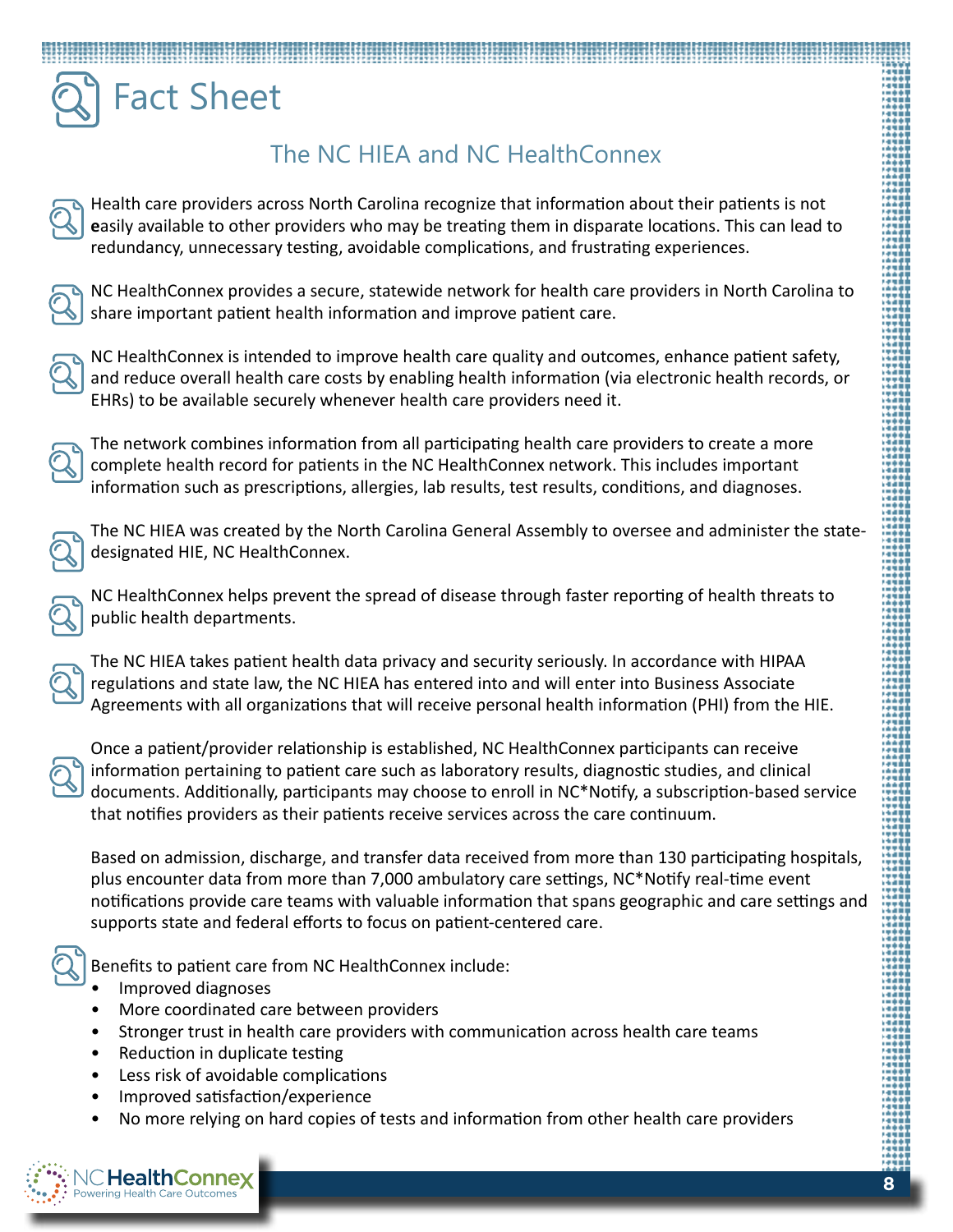# Fact Sheet

## The NC HIEA and NC HealthConnex

Health care providers across North Carolina recognize that information about their patients is not easily available to other providers who may be treating them in disparate locations. This can lead to redundancy, unnecessary testing, avoidable complications, and frustrating experiences.

NC HealthConnex provides a secure, statewide network for health care providers in North Carolina to share important patient health information and improve patient care.

NC HealthConnex is intended to improve health care quality and outcomes, enhance patient safety, and reduce overall health care costs by enabling health information (via electronic health records, or EHRs) to be available securely whenever health care providers need it.

The network combines information from all participating health care providers to create a more complete health record for patients in the NC HealthConnex network. This includes important information such as prescriptions, allergies, lab results, test results, conditions, and diagnoses.

The NC HIEA was created by the North Carolina General Assembly to oversee and administer the state-designated HIE, NC HealthConnex.

NC HealthConnex helps prevent the spread of disease through faster reporting of health threats to public health departments.

The NC HIEA takes patient health data privacy and security seriously. In accordance with HIPAA regulations and state law, the NC HIEA has entered into and will enter into Business Associate Agreements with all organizations that will receive personal health information (PHI) from the HIE.

Once a patient/provider relationship is established, NC HealthConnex participants can receive information pertaining to patient care such as laboratory results, diagnostic studies, and clinical documents. Additionally, participants may choose to enroll in NC*Notify, a subscription-based service that notifies providers as their patients receive services across the care continuum.

Based on admission, discharge, and transfer data received from more than 130 participating hospitals, plus encounter data from more than 7,000 ambulatory care settings, NC*Notify real-time event notifications provide care teams with valuable information that spans geographic and care settings and supports state and federal efforts to focus on patient-centered care.

Benefits to patient care from NC HealthConnex include:

- Improved diagnoses
- More coordinated care between providers
- Stronger trust in health care providers with communication across health care teams
- Reduction in duplicate testing
- Less risk of avoidable complications
- Improved satisfaction/experience
- No more relying on hard copies of tests and information from other health care providers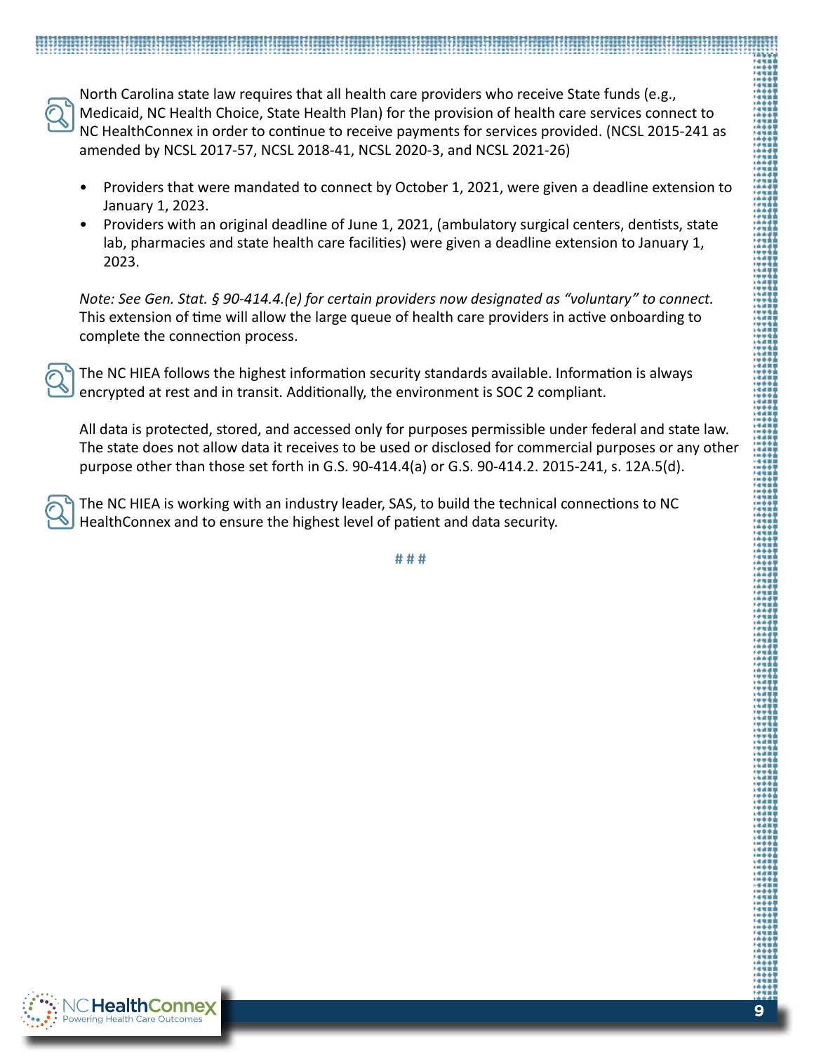North Carolina state law requires that all health care providers who receive State funds (e.g., Medicaid, NC Health Choice, State Health Plan) for the provision of health care services connect to NC HealthConnex in order to continue to receive payments for services provided. (NCSL 2015-241 as amended by NCSL 2017-57, NCSL 2018-41, NCSL 2020-3, and NCSL 2021-26)

- Providers that were mandated to connect by October 1, 2021, were given a deadline extension to January 1, 2023.
- Providers with an original deadline of June 1, 2021, (ambulatory surgical centers, dentists, state lab, pharmacies and state health care facilities) were given a deadline extension to January 1, 2023.

*Note: See Gen. Stat. § 90-414.4.(e) for certain providers now designated as "voluntary" to connect.* This extension of time will allow the large queue of health care providers in active onboarding to complete the connection process.

The NC HIEA follows the highest information security standards available. Information is always encrypted at rest and in transit. Additionally, the environment is SOC 2 compliant.

All data is protected, stored, and accessed only for purposes permissible under federal and state law. The state does not allow data it receives to be used or disclosed for commercial purposes or any other purpose other than those set forth in G.S. 90-414.4(a) or G.S. 90-414.2. 2015-241, s. 12A.5(d).

The NC HIEA is working with an industry leader, SAS, to build the technical connections to NC HealthConnex and to ensure the highest level of patient and data security.

# # #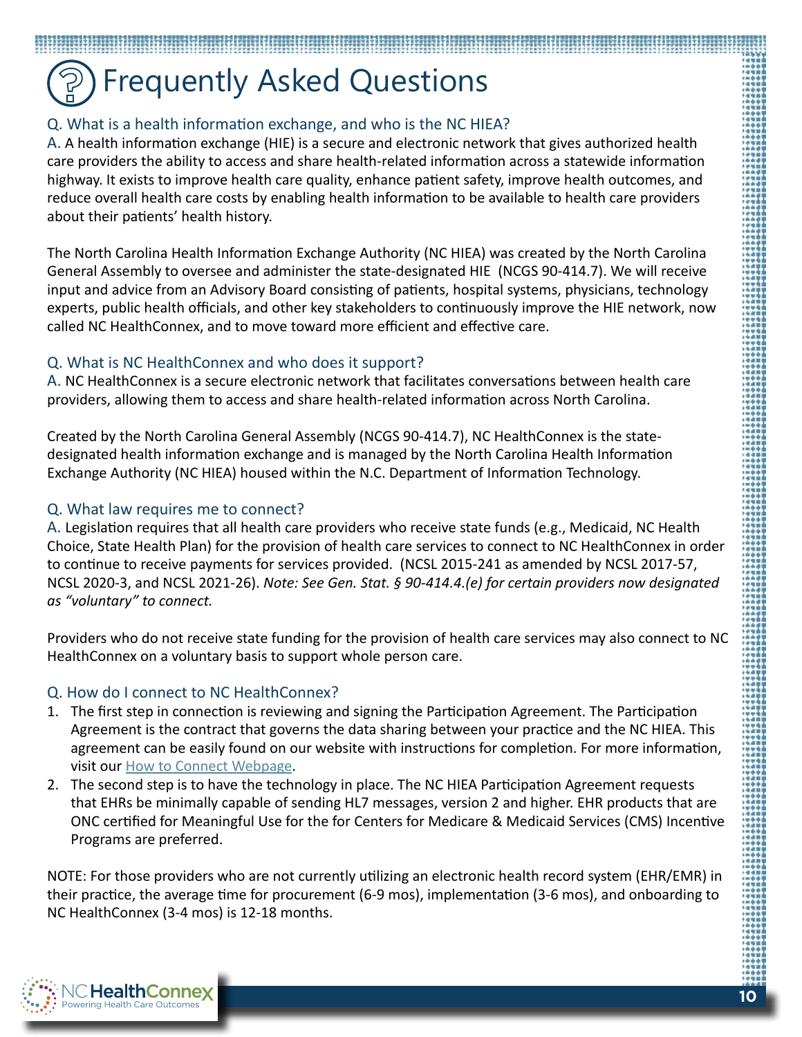# Frequently Asked Questions

## Q. What is a health information exchange, and who is the NC HIEA?

A. A health information exchange (HIE) is a secure and electronic network that gives authorized health care providers the ability to access and share health-related information across a statewide information highway. It exists to improve health care quality, enhance patient safety, improve health outcomes, and reduce overall health care costs by enabling health information to be available to health care providers about their patients' health history.

The North Carolina Health Information Exchange Authority (NC HIEA) was created by the North Carolina General Assembly to oversee and administer the state-designated HIE (NCGS 90-414.7). We will receive input and advice from an Advisory Board consisting of patients, hospital systems, physicians, technology experts, public health officials, and other key stakeholders to continuously improve the HIE network, now called NC HealthConnex, and to move toward more efficient and effective care.

## Q. What is NC HealthConnex and who does it support?

A. NC HealthConnex is a secure electronic network that facilitates conversations between health care providers, allowing them to access and share health-related information across North Carolina.

Created by the North Carolina General Assembly (NCGS 90-414.7), NC HealthConnex is the state-designated health information exchange and is managed by the North Carolina Health Information Exchange Authority (NC HIEA) housed within the N.C. Department of Information Technology.

## Q. What law requires me to connect?

A. Legislation requires that all health care providers who receive state funds (e.g., Medicaid, NC Health Choice, State Health Plan) for the provision of health care services to connect to NC HealthConnex in order to continue to receive payments for services provided. (NCSL 2015-241 as amended by NCSL 2017-57, NCSL 2020-3, and NCSL 2021-26). *Note: See Gen. Stat. § 90-414.4.(e) for certain providers now designated as "voluntary" to connect.*

Providers who do not receive state funding for the provision of health care services may also connect to NC HealthConnex on a voluntary basis to support whole person care.

## Q. How do I connect to NC HealthConnex?

1. The first step in connection is reviewing and signing the Participation Agreement. The Participation Agreement is the contract that governs the data sharing between your practice and the NC HIEA. This agreement can be easily found on our website with instructions for completion. For more information, visit our How to Connect Webpage.
2. The second step is to have the technology in place. The NC HIEA Participation Agreement requests that EHRs be minimally capable of sending HL7 messages, version 2 and higher. EHR products that are ONC certified for Meaningful Use for the for Centers for Medicare & Medicaid Services (CMS) Incentive Programs are preferred.

NOTE: For those providers who are not currently utilizing an electronic health record system (EHR/EMR) in their practice, the average time for procurement (6-9 mos), implementation (3-6 mos), and onboarding to NC HealthConnex (3-4 mos) is 12-18 months.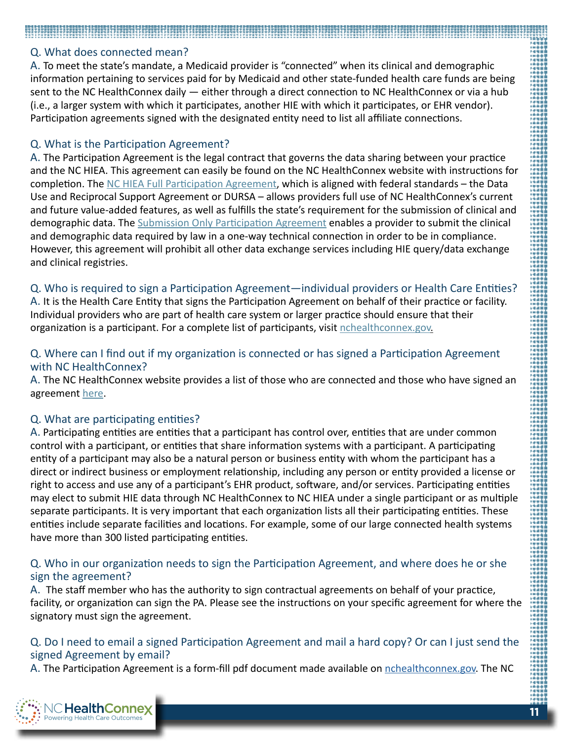Q. What does connected mean?

A. To meet the state's mandate, a Medicaid provider is "connected" when its clinical and demographic information pertaining to services paid for by Medicaid and other state-funded health care funds are being sent to the NC HealthConnex daily — either through a direct connection to NC HealthConnex or via a hub (i.e., a larger system with which it participates, another HIE with which it participates, or EHR vendor). Participation agreements signed with the designated entity need to list all affiliate connections.

Q. What is the Participation Agreement?

A. The Participation Agreement is the legal contract that governs the data sharing between your practice and the NC HIEA. This agreement can easily be found on the NC HealthConnex website with instructions for completion. The NC HIEA Full Participation Agreement, which is aligned with federal standards – the Data Use and Reciprocal Support Agreement or DURSA – allows providers full use of NC HealthConnex's current and future value-added features, as well as fulfills the state's requirement for the submission of clinical and demographic data. The Submission Only Participation Agreement enables a provider to submit the clinical and demographic data required by law in a one-way technical connection in order to be in compliance. However, this agreement will prohibit all other data exchange services including HIE query/data exchange and clinical registries.

Q. Who is required to sign a Participation Agreement—individual providers or Health Care Entities?

A. It is the Health Care Entity that signs the Participation Agreement on behalf of their practice or facility. Individual providers who are part of health care system or larger practice should ensure that their organization is a participant. For a complete list of participants, visit nchealthconnex.gov.

Q. Where can I find out if my organization is connected or has signed a Participation Agreement with NC HealthConnex?

A. The NC HealthConnex website provides a list of those who are connected and those who have signed an agreement here.

Q. What are participating entities?

A. Participating entities are entities that a participant has control over, entities that are under common control with a participant, or entities that share information systems with a participant. A participating entity of a participant may also be a natural person or business entity with whom the participant has a direct or indirect business or employment relationship, including any person or entity provided a license or right to access and use any of a participant's EHR product, software, and/or services. Participating entities may elect to submit HIE data through NC HealthConnex to NC HIEA under a single participant or as multiple separate participants. It is very important that each organization lists all their participating entities. These entities include separate facilities and locations. For example, some of our large connected health systems have more than 300 listed participating entities.

Q. Who in our organization needs to sign the Participation Agreement, and where does he or she sign the agreement?

A. The staff member who has the authority to sign contractual agreements on behalf of your practice, facility, or organization can sign the PA. Please see the instructions on your specific agreement for where the signatory must sign the agreement.

Q. Do I need to email a signed Participation Agreement and mail a hard copy? Or can I just send the signed Agreement by email?

A. The Participation Agreement is a form-fill pdf document made available on nchealthconnex.gov. The NC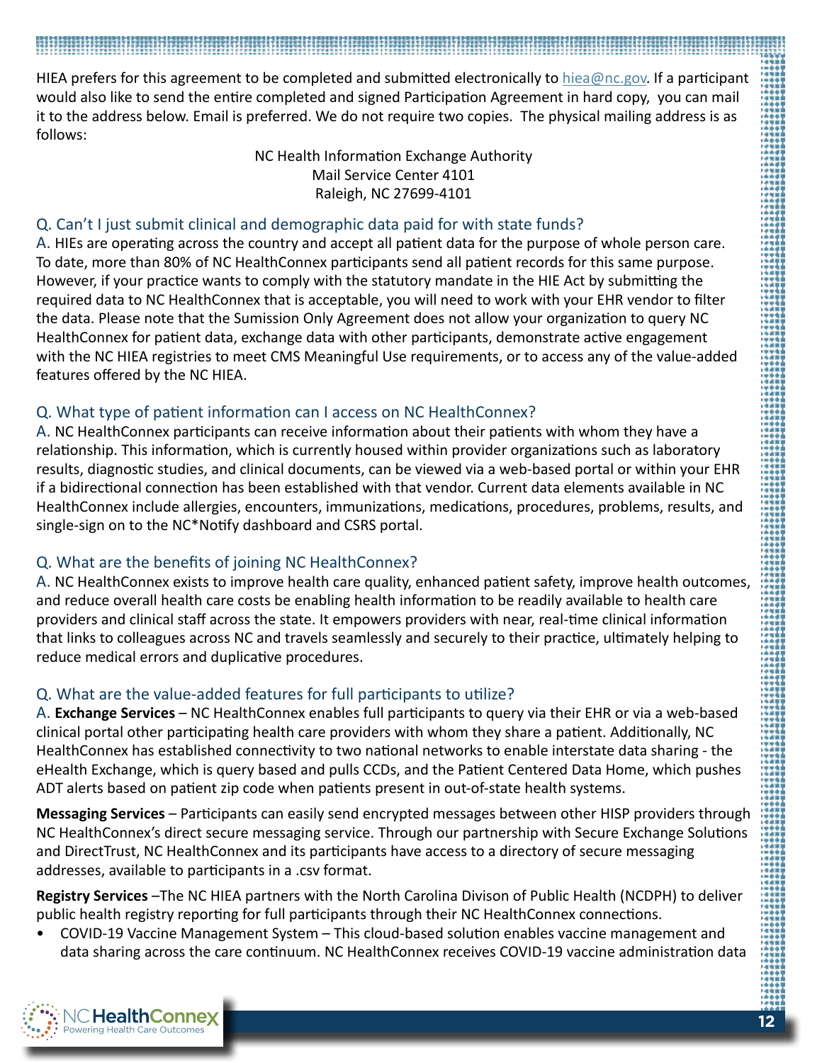HIEA prefers for this agreement to be completed and submitted electronically to hiea@nc.gov. If a participant would also like to send the entire completed and signed Participation Agreement in hard copy, you can mail it to the address below. Email is preferred. We do not require two copies. The physical mailing address is as follows:

NC Health Information Exchange Authority
Mail Service Center 4101
Raleigh, NC 27699-4101

### Q. Can't I just submit clinical and demographic data paid for with state funds?

A. HIEs are operating across the country and accept all patient data for the purpose of whole person care. To date, more than 80% of NC HealthConnex participants send all patient records for this same purpose. However, if your practice wants to comply with the statutory mandate in the HIE Act by submitting the required data to NC HealthConnex that is acceptable, you will need to work with your EHR vendor to filter the data. Please note that the Sumission Only Agreement does not allow your organization to query NC HealthConnex for patient data, exchange data with other participants, demonstrate active engagement with the NC HIEA registries to meet CMS Meaningful Use requirements, or to access any of the value-added features offered by the NC HIEA.

### Q. What type of patient information can I access on NC HealthConnex?

A. NC HealthConnex participants can receive information about their patients with whom they have a relationship. This information, which is currently housed within provider organizations such as laboratory results, diagnostic studies, and clinical documents, can be viewed via a web-based portal or within your EHR if a bidirectional connection has been established with that vendor. Current data elements available in NC HealthConnex include allergies, encounters, immunizations, medications, procedures, problems, results, and single-sign on to the NC*Notify dashboard and CSRS portal.

### Q. What are the benefits of joining NC HealthConnex?

A. NC HealthConnex exists to improve health care quality, enhanced patient safety, improve health outcomes, and reduce overall health care costs be enabling health information to be readily available to health care providers and clinical staff across the state. It empowers providers with near, real-time clinical information that links to colleagues across NC and travels seamlessly and securely to their practice, ultimately helping to reduce medical errors and duplicative procedures.

### Q. What are the value-added features for full participants to utilize?

A. **Exchange Services** – NC HealthConnex enables full participants to query via their EHR or via a web-based clinical portal other participating health care providers with whom they share a patient. Additionally, NC HealthConnex has established connectivity to two national networks to enable interstate data sharing - the eHealth Exchange, which is query based and pulls CCDs, and the Patient Centered Data Home, which pushes ADT alerts based on patient zip code when patients present in out-of-state health systems.

**Messaging Services** – Participants can easily send encrypted messages between other HISP providers through NC HealthConnex's direct secure messaging service. Through our partnership with Secure Exchange Solutions and DirectTrust, NC HealthConnex and its participants have access to a directory of secure messaging addresses, available to participants in a .csv format.

**Registry Services** –The NC HIEA partners with the North Carolina Divison of Public Health (NCDPH) to deliver public health registry reporting for full participants through their NC HealthConnex connections.

- COVID-19 Vaccine Management System – This cloud-based solution enables vaccine management and data sharing across the care continuum. NC HealthConnex receives COVID-19 vaccine administration data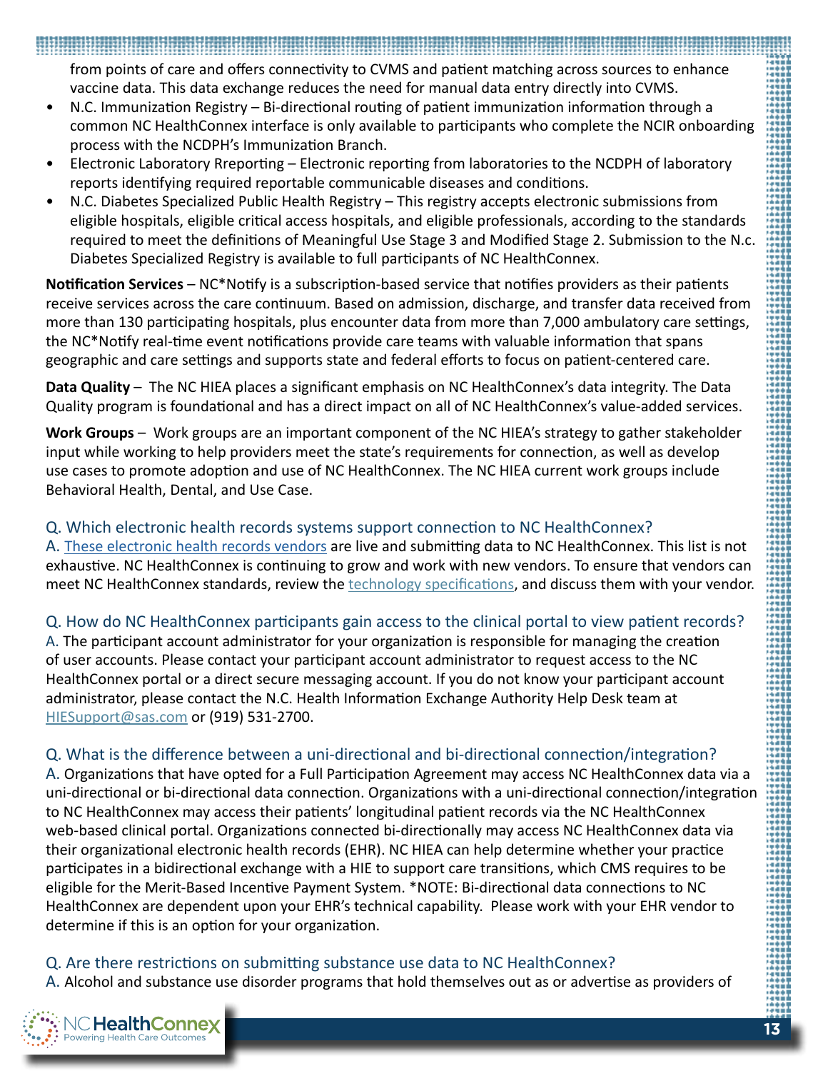from points of care and offers connectivity to CVMS and patient matching across sources to enhance vaccine data. This data exchange reduces the need for manual data entry directly into CVMS.

- N.C. Immunization Registry – Bi-directional routing of patient immunization information through a common NC HealthConnex interface is only available to participants who complete the NCIR onboarding process with the NCDPH's Immunization Branch.
- Electronic Laboratory Rreporting – Electronic reporting from laboratories to the NCDPH of laboratory reports identifying required reportable communicable diseases and conditions.
- N.C. Diabetes Specialized Public Health Registry – This registry accepts electronic submissions from eligible hospitals, eligible critical access hospitals, and eligible professionals, according to the standards required to meet the definitions of Meaningful Use Stage 3 and Modified Stage 2. Submission to the N.c. Diabetes Specialized Registry is available to full participants of NC HealthConnex.

**Notification Services** – NC*Notify is a subscription-based service that notifies providers as their patients receive services across the care continuum. Based on admission, discharge, and transfer data received from more than 130 participating hospitals, plus encounter data from more than 7,000 ambulatory care settings, the NC*Notify real-time event notifications provide care teams with valuable information that spans geographic and care settings and supports state and federal efforts to focus on patient-centered care.

**Data Quality** – The NC HIEA places a significant emphasis on NC HealthConnex's data integrity. The Data Quality program is foundational and has a direct impact on all of NC HealthConnex's value-added services.

**Work Groups** – Work groups are an important component of the NC HIEA's strategy to gather stakeholder input while working to help providers meet the state's requirements for connection, as well as develop use cases to promote adoption and use of NC HealthConnex. The NC HIEA current work groups include Behavioral Health, Dental, and Use Case.

### Q. Which electronic health records systems support connection to NC HealthConnex?

A. These electronic health records vendors are live and submitting data to NC HealthConnex. This list is not exhaustive. NC HealthConnex is continuing to grow and work with new vendors. To ensure that vendors can meet NC HealthConnex standards, review the technology specifications, and discuss them with your vendor.

### Q. How do NC HealthConnex participants gain access to the clinical portal to view patient records?

A. The participant account administrator for your organization is responsible for managing the creation of user accounts. Please contact your participant account administrator to request access to the NC HealthConnex portal or a direct secure messaging account. If you do not know your participant account administrator, please contact the N.C. Health Information Exchange Authority Help Desk team at HIESupport@sas.com or (919) 531-2700.

### Q. What is the difference between a uni-directional and bi-directional connection/integration?

A. Organizations that have opted for a Full Participation Agreement may access NC HealthConnex data via a uni-directional or bi-directional data connection. Organizations with a uni-directional connection/integration to NC HealthConnex may access their patients' longitudinal patient records via the NC HealthConnex web-based clinical portal. Organizations connected bi-directionally may access NC HealthConnex data via their organizational electronic health records (EHR). NC HIEA can help determine whether your practice participates in a bidirectional exchange with a HIE to support care transitions, which CMS requires to be eligible for the Merit-Based Incentive Payment System. *NOTE: Bi-directional data connections to NC HealthConnex are dependent upon your EHR's technical capability. Please work with your EHR vendor to determine if this is an option for your organization.

### Q. Are there restrictions on submitting substance use data to NC HealthConnex?

A. Alcohol and substance use disorder programs that hold themselves out as or advertise as providers of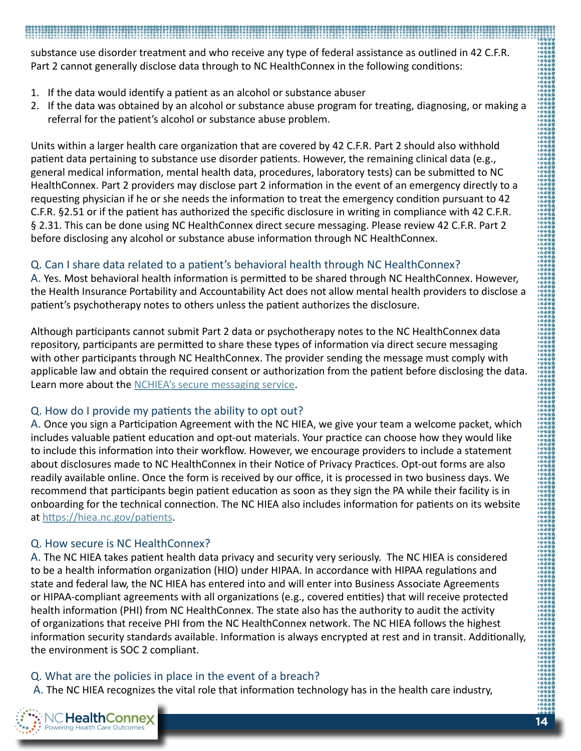substance use disorder treatment and who receive any type of federal assistance as outlined in 42 C.F.R. Part 2 cannot generally disclose data through to NC HealthConnex in the following conditions:

1. If the data would identify a patient as an alcohol or substance abuser
2. If the data was obtained by an alcohol or substance abuse program for treating, diagnosing, or making a referral for the patient's alcohol or substance abuse problem.

Units within a larger health care organization that are covered by 42 C.F.R. Part 2 should also withhold patient data pertaining to substance use disorder patients. However, the remaining clinical data (e.g., general medical information, mental health data, procedures, laboratory tests) can be submitted to NC HealthConnex. Part 2 providers may disclose part 2 information in the event of an emergency directly to a requesting physician if he or she needs the information to treat the emergency condition pursuant to 42 C.F.R. §2.51 or if the patient has authorized the specific disclosure in writing in compliance with 42 C.F.R. § 2.31. This can be done using NC HealthConnex direct secure messaging. Please review 42 C.F.R. Part 2 before disclosing any alcohol or substance abuse information through NC HealthConnex.

### Q. Can I share data related to a patient's behavioral health through NC HealthConnex?

A. Yes. Most behavioral health information is permitted to be shared through NC HealthConnex. However, the Health Insurance Portability and Accountability Act does not allow mental health providers to disclose a patient's psychotherapy notes to others unless the patient authorizes the disclosure.

Although participants cannot submit Part 2 data or psychotherapy notes to the NC HealthConnex data repository, participants are permitted to share these types of information via direct secure messaging with other participants through NC HealthConnex. The provider sending the message must comply with applicable law and obtain the required consent or authorization from the patient before disclosing the data. Learn more about the NCHIEA's secure messaging service.

### Q. How do I provide my patients the ability to opt out?

A. Once you sign a Participation Agreement with the NC HIEA, we give your team a welcome packet, which includes valuable patient education and opt-out materials. Your practice can choose how they would like to include this information into their workflow. However, we encourage providers to include a statement about disclosures made to NC HealthConnex in their Notice of Privacy Practices. Opt-out forms are also readily available online. Once the form is received by our office, it is processed in two business days. We recommend that participants begin patient education as soon as they sign the PA while their facility is in onboarding for the technical connection. The NC HIEA also includes information for patients on its website at https://hiea.nc.gov/patients.

### Q. How secure is NC HealthConnex?

A. The NC HIEA takes patient health data privacy and security very seriously. The NC HIEA is considered to be a health information organization (HIO) under HIPAA. In accordance with HIPAA regulations and state and federal law, the NC HIEA has entered into and will enter into Business Associate Agreements or HIPAA-compliant agreements with all organizations (e.g., covered entities) that will receive protected health information (PHI) from NC HealthConnex. The state also has the authority to audit the activity of organizations that receive PHI from the NC HealthConnex network. The NC HIEA follows the highest information security standards available. Information is always encrypted at rest and in transit. Additionally, the environment is SOC 2 compliant.

### Q. What are the policies in place in the event of a breach?

A. The NC HIEA recognizes the vital role that information technology has in the health care industry,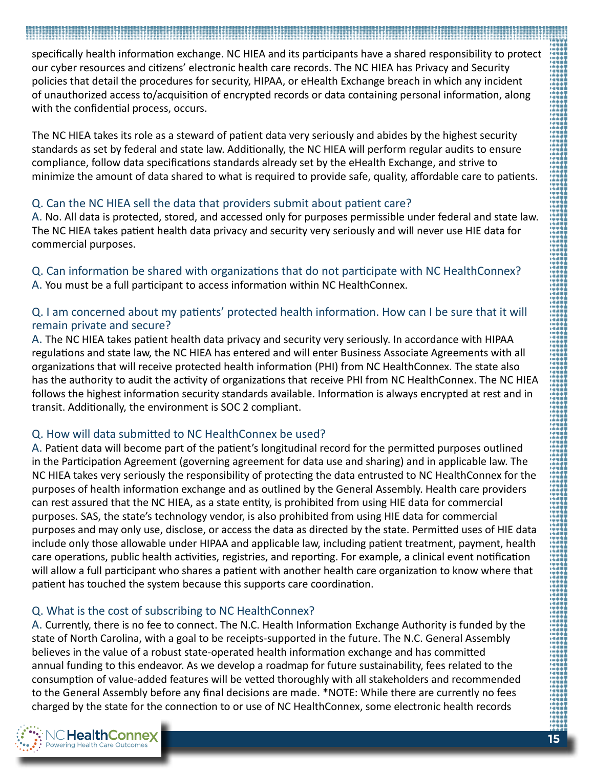specifically health information exchange. NC HIEA and its participants have a shared responsibility to protect our cyber resources and citizens' electronic health care records. The NC HIEA has Privacy and Security policies that detail the procedures for security, HIPAA, or eHealth Exchange breach in which any incident of unauthorized access to/acquisition of encrypted records or data containing personal information, along with the confidential process, occurs.

The NC HIEA takes its role as a steward of patient data very seriously and abides by the highest security standards as set by federal and state law. Additionally, the NC HIEA will perform regular audits to ensure compliance, follow data specifications standards already set by the eHealth Exchange, and strive to minimize the amount of data shared to what is required to provide safe, quality, affordable care to patients.

### Q. Can the NC HIEA sell the data that providers submit about patient care?

A. No. All data is protected, stored, and accessed only for purposes permissible under federal and state law. The NC HIEA takes patient health data privacy and security very seriously and will never use HIE data for commercial purposes.

### Q. Can information be shared with organizations that do not participate with NC HealthConnex?

A. You must be a full participant to access information within NC HealthConnex.

### Q. I am concerned about my patients' protected health information. How can I be sure that it will remain private and secure?

A. The NC HIEA takes patient health data privacy and security very seriously. In accordance with HIPAA regulations and state law, the NC HIEA has entered and will enter Business Associate Agreements with all organizations that will receive protected health information (PHI) from NC HealthConnex. The state also has the authority to audit the activity of organizations that receive PHI from NC HealthConnex. The NC HIEA follows the highest information security standards available. Information is always encrypted at rest and in transit. Additionally, the environment is SOC 2 compliant.

### Q. How will data submitted to NC HealthConnex be used?

A. Patient data will become part of the patient's longitudinal record for the permitted purposes outlined in the Participation Agreement (governing agreement for data use and sharing) and in applicable law. The NC HIEA takes very seriously the responsibility of protecting the data entrusted to NC HealthConnex for the purposes of health information exchange and as outlined by the General Assembly. Health care providers can rest assured that the NC HIEA, as a state entity, is prohibited from using HIE data for commercial purposes. SAS, the state's technology vendor, is also prohibited from using HIE data for commercial purposes and may only use, disclose, or access the data as directed by the state. Permitted uses of HIE data include only those allowable under HIPAA and applicable law, including patient treatment, payment, health care operations, public health activities, registries, and reporting. For example, a clinical event notification will allow a full participant who shares a patient with another health care organization to know where that patient has touched the system because this supports care coordination.

### Q. What is the cost of subscribing to NC HealthConnex?

A. Currently, there is no fee to connect. The N.C. Health Information Exchange Authority is funded by the state of North Carolina, with a goal to be receipts-supported in the future. The N.C. General Assembly believes in the value of a robust state-operated health information exchange and has committed annual funding to this endeavor. As we develop a roadmap for future sustainability, fees related to the consumption of value-added features will be vetted thoroughly with all stakeholders and recommended to the General Assembly before any final decisions are made. *NOTE: While there are currently no fees charged by the state for the connection to or use of NC HealthConnex, some electronic health records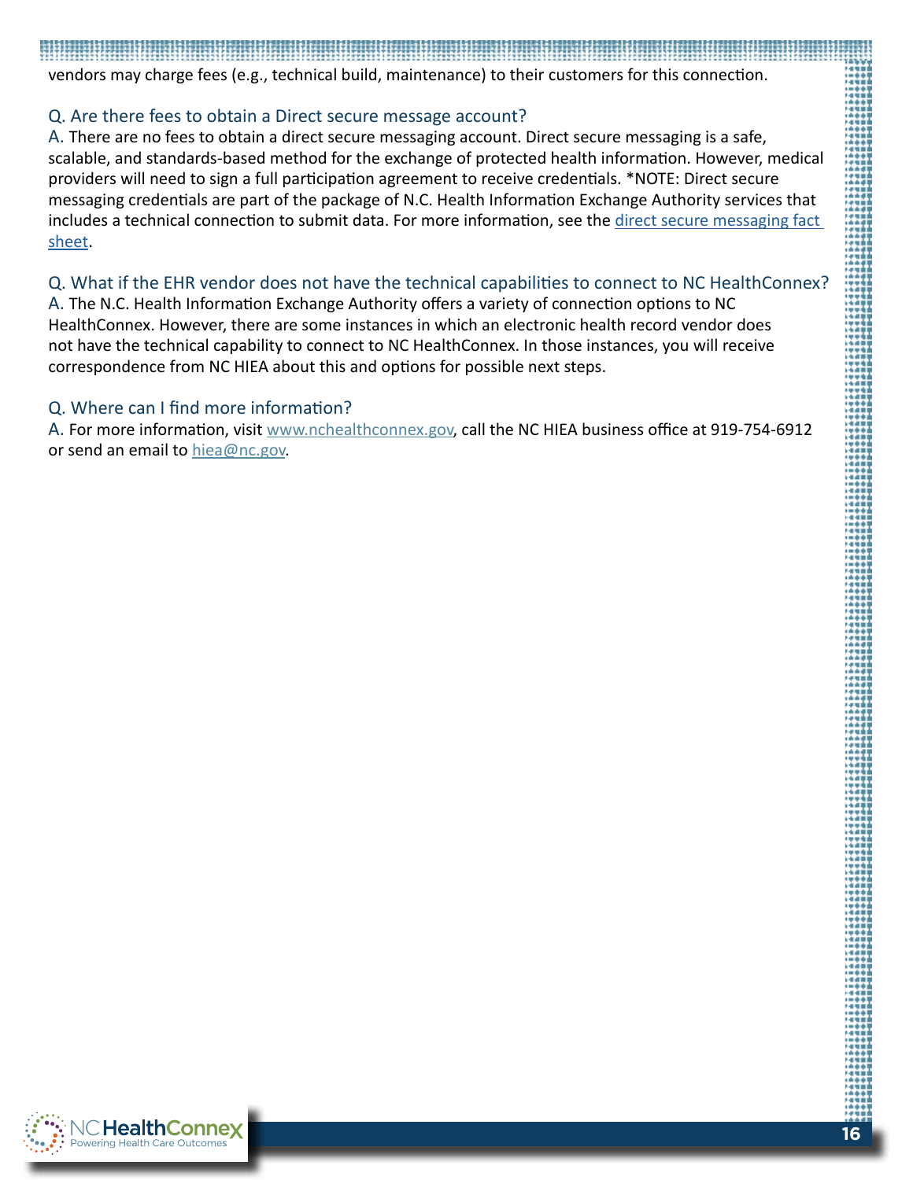vendors may charge fees (e.g., technical build, maintenance) to their customers for this connection.

### Q. Are there fees to obtain a Direct secure message account?

A. There are no fees to obtain a direct secure messaging account. Direct secure messaging is a safe, scalable, and standards-based method for the exchange of protected health information. However, medical providers will need to sign a full participation agreement to receive credentials. *NOTE: Direct secure messaging credentials are part of the package of N.C. Health Information Exchange Authority services that includes a technical connection to submit data. For more information, see the [direct secure messaging fact sheet](direct secure messaging fact sheet).

### Q. What if the EHR vendor does not have the technical capabilities to connect to NC HealthConnex?

A. The N.C. Health Information Exchange Authority offers a variety of connection options to NC HealthConnex. However, there are some instances in which an electronic health record vendor does not have the technical capability to connect to NC HealthConnex. In those instances, you will receive correspondence from NC HIEA about this and options for possible next steps.

### Q. Where can I find more information?

A. For more information, visit [www.nchealthconnex.gov](www.nchealthconnex.gov), call the NC HIEA business office at 919-754-6912 or send an email to [hiea@nc.gov](hiea@nc.gov).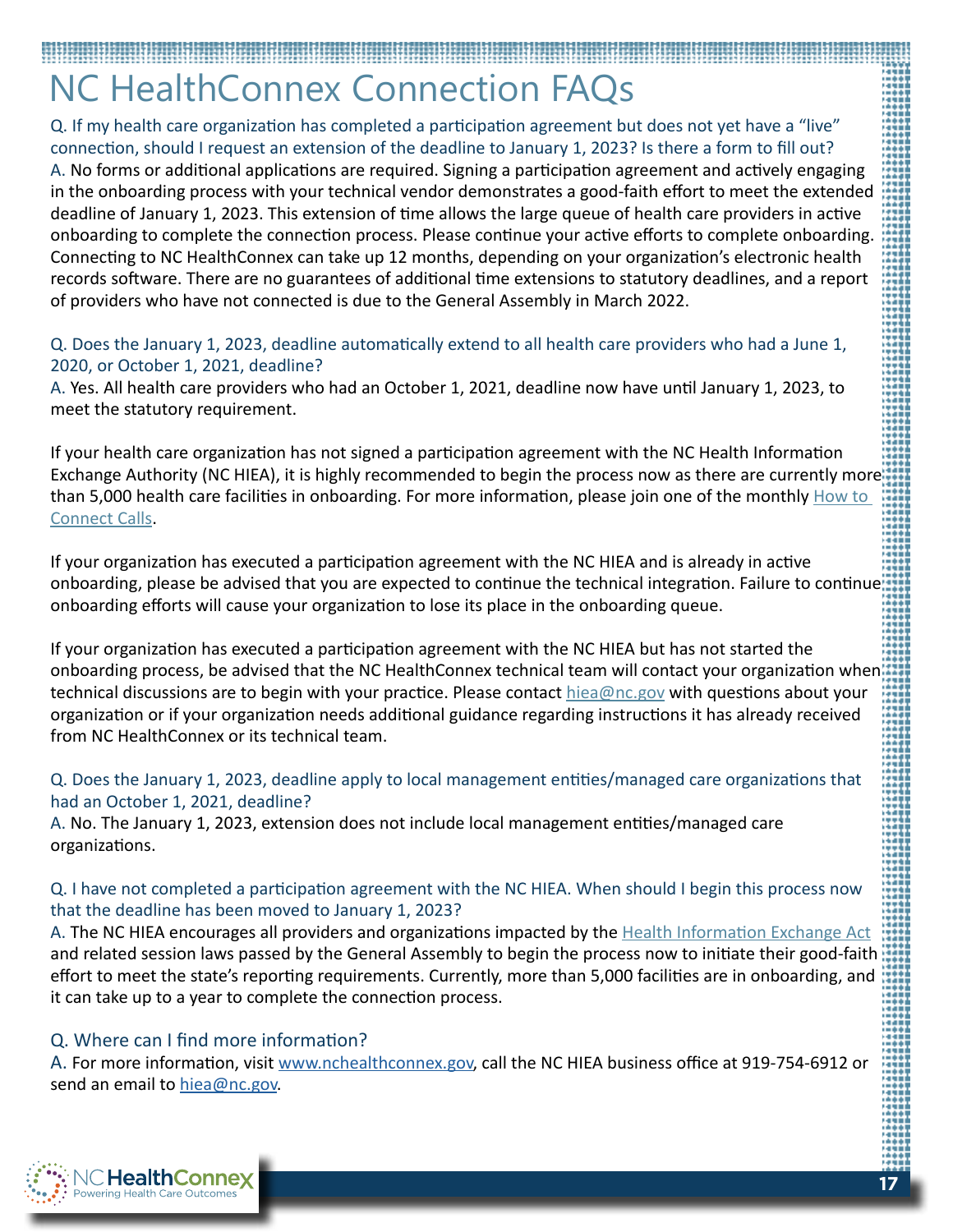# NC HealthConnex Connection FAQs

Q. If my health care organization has completed a participation agreement but does not yet have a "live" connection, should I request an extension of the deadline to January 1, 2023? Is there a form to fill out?

A. No forms or additional applications are required. Signing a participation agreement and actively engaging in the onboarding process with your technical vendor demonstrates a good-faith effort to meet the extended deadline of January 1, 2023. This extension of time allows the large queue of health care providers in active onboarding to complete the connection process. Please continue your active efforts to complete onboarding. Connecting to NC HealthConnex can take up 12 months, depending on your organization's electronic health records software. There are no guarantees of additional time extensions to statutory deadlines, and a report of providers who have not connected is due to the General Assembly in March 2022.

Q. Does the January 1, 2023, deadline automatically extend to all health care providers who had a June 1, 2020, or October 1, 2021, deadline?

A. Yes. All health care providers who had an October 1, 2021, deadline now have until January 1, 2023, to meet the statutory requirement.

If your health care organization has not signed a participation agreement with the NC Health Information Exchange Authority (NC HIEA), it is highly recommended to begin the process now as there are currently more than 5,000 health care facilities in onboarding. For more information, please join one of the monthly How to Connect Calls.

If your organization has executed a participation agreement with the NC HIEA and is already in active onboarding, please be advised that you are expected to continue the technical integration. Failure to continue onboarding efforts will cause your organization to lose its place in the onboarding queue.

If your organization has executed a participation agreement with the NC HIEA but has not started the onboarding process, be advised that the NC HealthConnex technical team will contact your organization when technical discussions are to begin with your practice. Please contact hiea@nc.gov with questions about your organization or if your organization needs additional guidance regarding instructions it has already received from NC HealthConnex or its technical team.

Q. Does the January 1, 2023, deadline apply to local management entities/managed care organizations that had an October 1, 2021, deadline?

A. No. The January 1, 2023, extension does not include local management entities/managed care organizations.

Q. I have not completed a participation agreement with the NC HIEA. When should I begin this process now that the deadline has been moved to January 1, 2023?

A. The NC HIEA encourages all providers and organizations impacted by the Health Information Exchange Act and related session laws passed by the General Assembly to begin the process now to initiate their good-faith effort to meet the state's reporting requirements. Currently, more than 5,000 facilities are in onboarding, and it can take up to a year to complete the connection process.

Q. Where can I find more information?

A. For more information, visit www.nchealthconnex.gov, call the NC HIEA business office at 919-754-6912 or send an email to hiea@nc.gov.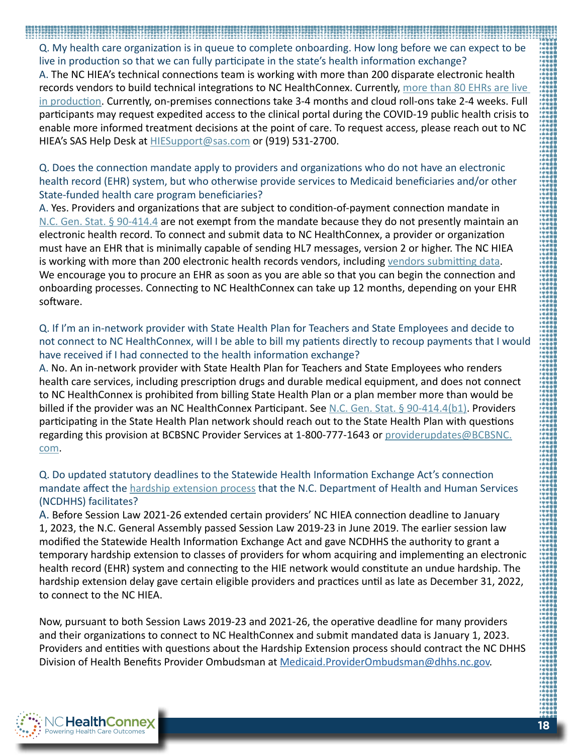Q. My health care organization is in queue to complete onboarding. How long before we can expect to be live in production so that we can fully participate in the state's health information exchange?

A. The NC HIEA's technical connections team is working with more than 200 disparate electronic health records vendors to build technical integrations to NC HealthConnex. Currently, more than 80 EHRs are live in production. Currently, on-premises connections take 3-4 months and cloud roll-ons take 2-4 weeks. Full participants may request expedited access to the clinical portal during the COVID-19 public health crisis to enable more informed treatment decisions at the point of care. To request access, please reach out to NC HIEA's SAS Help Desk at HIESupport@sas.com or (919) 531-2700.

Q. Does the connection mandate apply to providers and organizations who do not have an electronic health record (EHR) system, but who otherwise provide services to Medicaid beneficiaries and/or other State-funded health care program beneficiaries?

A. Yes. Providers and organizations that are subject to condition-of-payment connection mandate in N.C. Gen. Stat. § 90-414.4 are not exempt from the mandate because they do not presently maintain an electronic health record. To connect and submit data to NC HealthConnex, a provider or organization must have an EHR that is minimally capable of sending HL7 messages, version 2 or higher. The NC HIEA is working with more than 200 electronic health records vendors, including vendors submitting data. We encourage you to procure an EHR as soon as you are able so that you can begin the connection and onboarding processes. Connecting to NC HealthConnex can take up 12 months, depending on your EHR software.

Q. If I'm an in-network provider with State Health Plan for Teachers and State Employees and decide to not connect to NC HealthConnex, will I be able to bill my patients directly to recoup payments that I would have received if I had connected to the health information exchange?

A. No. An in-network provider with State Health Plan for Teachers and State Employees who renders health care services, including prescription drugs and durable medical equipment, and does not connect to NC HealthConnex is prohibited from billing State Health Plan or a plan member more than would be billed if the provider was an NC HealthConnex Participant. See N.C. Gen. Stat. § 90-414.4(b1). Providers participating in the State Health Plan network should reach out to the State Health Plan with questions regarding this provision at BCBSNC Provider Services at 1-800-777-1643 or providerupdates@BCBSNC.com.

Q. Do updated statutory deadlines to the Statewide Health Information Exchange Act's connection mandate affect the hardship extension process that the N.C. Department of Health and Human Services (NCDHHS) facilitates?

A. Before Session Law 2021-26 extended certain providers' NC HIEA connection deadline to January 1, 2023, the N.C. General Assembly passed Session Law 2019-23 in June 2019. The earlier session law modified the Statewide Health Information Exchange Act and gave NCDHHS the authority to grant a temporary hardship extension to classes of providers for whom acquiring and implementing an electronic health record (EHR) system and connecting to the HIE network would constitute an undue hardship. The hardship extension delay gave certain eligible providers and practices until as late as December 31, 2022, to connect to the NC HIEA.

Now, pursuant to both Session Laws 2019-23 and 2021-26, the operative deadline for many providers and their organizations to connect to NC HealthConnex and submit mandated data is January 1, 2023. Providers and entities with questions about the Hardship Extension process should contract the NC DHHS Division of Health Benefits Provider Ombudsman at Medicaid.ProviderOmbudsman@dhhs.nc.gov.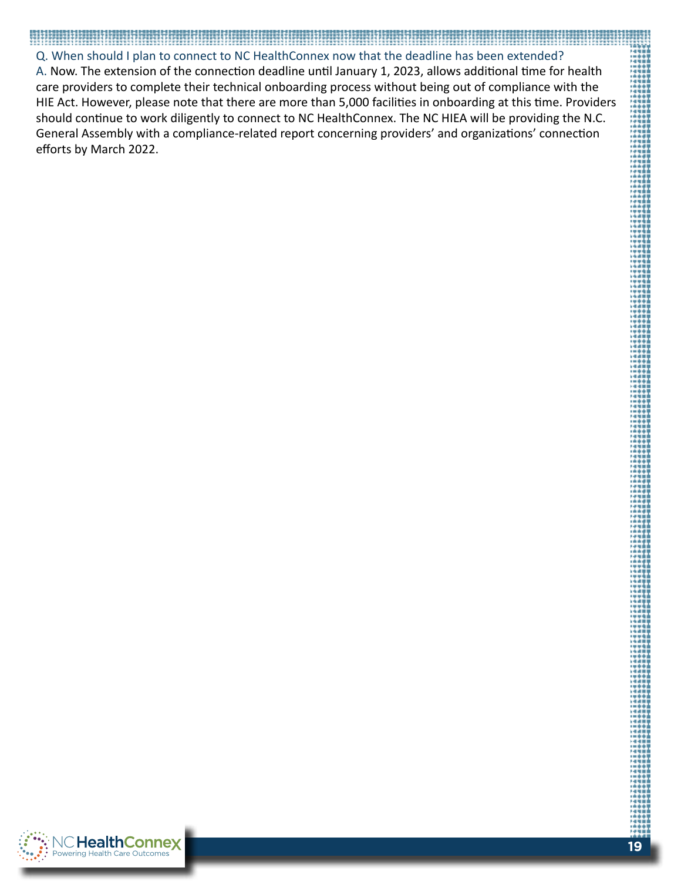Q. When should I plan to connect to NC HealthConnex now that the deadline has been extended?

A. Now. The extension of the connection deadline until January 1, 2023, allows additional time for health care providers to complete their technical onboarding process without being out of compliance with the HIE Act. However, please note that there are more than 5,000 facilities in onboarding at this time. Providers should continue to work diligently to connect to NC HealthConnex. The NC HIEA will be providing the N.C. General Assembly with a compliance-related report concerning providers' and organizations' connection efforts by March 2022.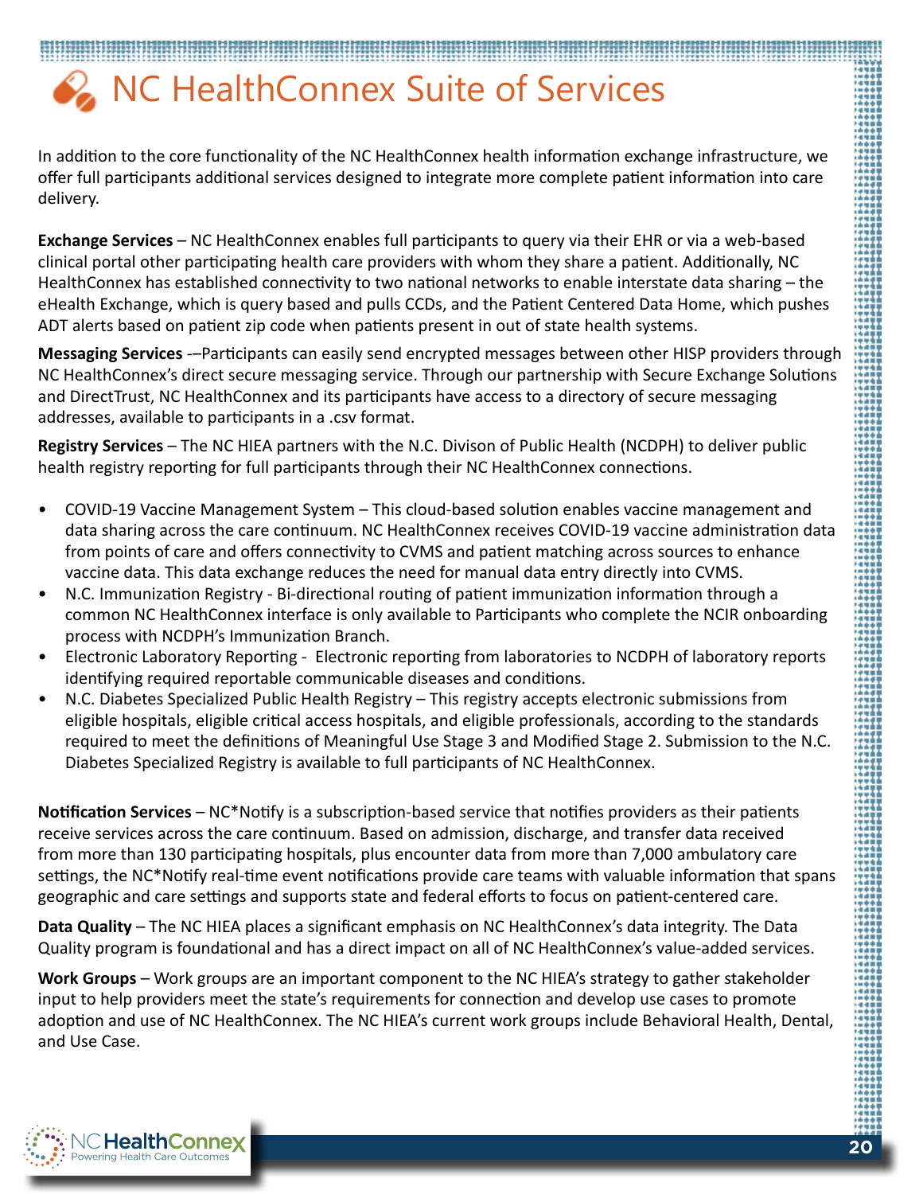# NC HealthConnex Suite of Services

In addition to the core functionality of the NC HealthConnex health information exchange infrastructure, we offer full participants additional services designed to integrate more complete patient information into care delivery.

**Exchange Services** – NC HealthConnex enables full participants to query via their EHR or via a web-based clinical portal other participating health care providers with whom they share a patient. Additionally, NC HealthConnex has established connectivity to two national networks to enable interstate data sharing – the eHealth Exchange, which is query based and pulls CCDs, and the Patient Centered Data Home, which pushes ADT alerts based on patient zip code when patients present in out of state health systems.

**Messaging Services** -–Participants can easily send encrypted messages between other HISP providers through NC HealthConnex's direct secure messaging service. Through our partnership with Secure Exchange Solutions and DirectTrust, NC HealthConnex and its participants have access to a directory of secure messaging addresses, available to participants in a .csv format.

**Registry Services** – The NC HIEA partners with the N.C. Divison of Public Health (NCDPH) to deliver public health registry reporting for full participants through their NC HealthConnex connections.

- COVID-19 Vaccine Management System – This cloud-based solution enables vaccine management and data sharing across the care continuum. NC HealthConnex receives COVID-19 vaccine administration data from points of care and offers connectivity to CVMS and patient matching across sources to enhance vaccine data. This data exchange reduces the need for manual data entry directly into CVMS.
- N.C. Immunization Registry - Bi-directional routing of patient immunization information through a common NC HealthConnex interface is only available to Participants who complete the NCIR onboarding process with NCDPH's Immunization Branch.
- Electronic Laboratory Reporting - Electronic reporting from laboratories to NCDPH of laboratory reports identifying required reportable communicable diseases and conditions.
- N.C. Diabetes Specialized Public Health Registry – This registry accepts electronic submissions from eligible hospitals, eligible critical access hospitals, and eligible professionals, according to the standards required to meet the definitions of Meaningful Use Stage 3 and Modified Stage 2. Submission to the N.C. Diabetes Specialized Registry is available to full participants of NC HealthConnex.

**Notification Services** – NC*Notify is a subscription-based service that notifies providers as their patients receive services across the care continuum. Based on admission, discharge, and transfer data received from more than 130 participating hospitals, plus encounter data from more than 7,000 ambulatory care settings, the NC*Notify real-time event notifications provide care teams with valuable information that spans geographic and care settings and supports state and federal efforts to focus on patient-centered care.

**Data Quality** – The NC HIEA places a significant emphasis on NC HealthConnex's data integrity. The Data Quality program is foundational and has a direct impact on all of NC HealthConnex's value-added services.

**Work Groups** – Work groups are an important component to the NC HIEA's strategy to gather stakeholder input to help providers meet the state's requirements for connection and develop use cases to promote adoption and use of NC HealthConnex. The NC HIEA's current work groups include Behavioral Health, Dental, and Use Case.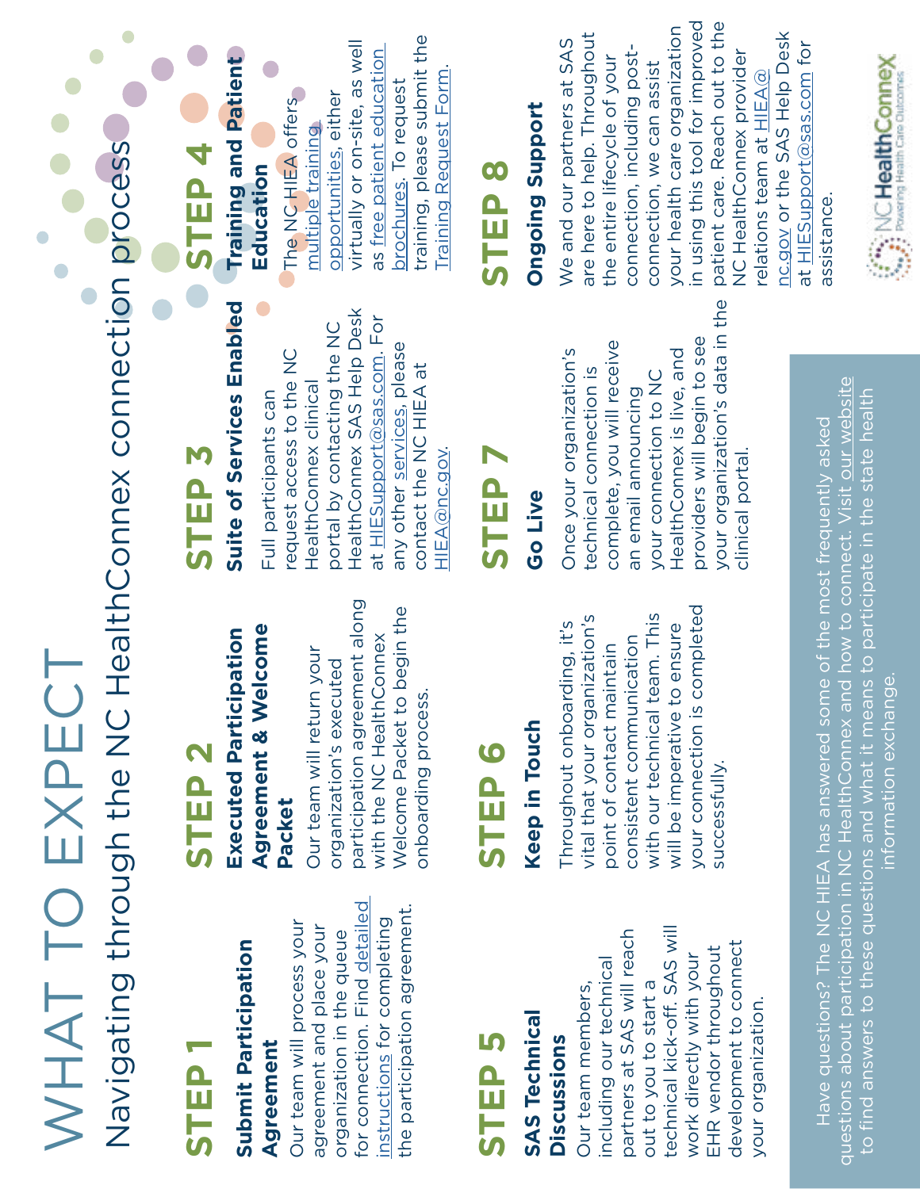# WHAT TO EXPECT

## Navigating through the NC HealthConnex connection process

### STEP 1

**Submit Participation Agreement**

Our team will process your agreement and place your organization in the queue for connection. Find detailed instructions for completing the participation agreement.

### STEP 2

**Executed Participation Agreement & Welcome Packet**

Our team will return your organization's executed participation agreement along with the NC HealthConnex Welcome Packet to begin the onboarding process.

### STEP 3

**Suite of Services Enabled**

Full participants can request access to the NC HealthConnex clinical portal by contacting the NC HealthConnex SAS Help Desk at HIESupport@sas.com. For any other services, please contact the NC HIEA at HIEA@nc.gov.

### STEP 4

**Training and Patient Education**

The NC HIEA offers multiple training opportunities, either virtually or on-site, as well as free patient education brochures. To request training, please submit the Training Request Form.

### STEP 5

**SAS Technical Discussions**

Our team members, including our technical partners at SAS will reach out to you to start a technical kick-off. SAS will work directly with your EHR vendor throughout development to connect your organization.

### STEP 6

**Keep in Touch**

Throughout onboarding, it's vital that your organization's point of contact maintain consistent communication with our technical team. This will be imperative to ensure your connection is completed successfully.

### STEP 7

**Go Live**

Once your organization's technical connection is complete, you will receive an email announcing your connection to NC HealthConnex is live, and providers will begin to see your organization's data in the clinical portal.

### STEP 8

**Ongoing Support**

We and our partners at SAS are here to help. Throughout the entire lifecycle of your connection, including post-connection, we can assist your health care organization in using this tool for improved patient care. Reach out to the NC HealthConnex provider relations team at HIEA@nc.gov or the SAS Help Desk at HIESupport@sas.com for assistance.

Have questions? The NC HIEA has answered some of the most frequently asked questions about participation in NC HealthConnex and how to connect. Visit our website to find answers to these questions and what it means to participate in the state health information exchange.

NC HealthConnex
Powering Health Care Outcomes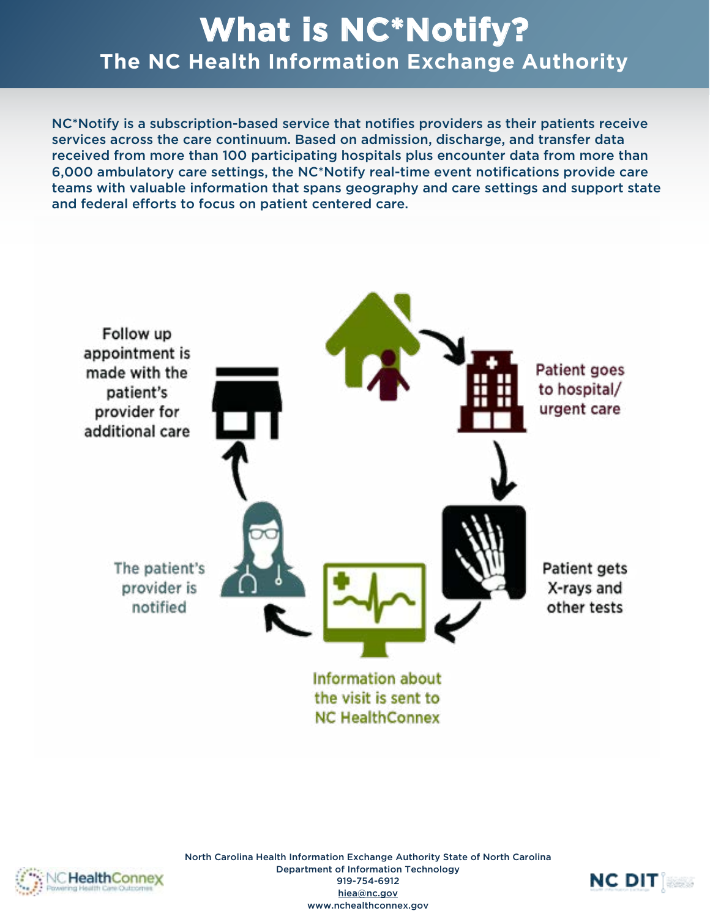# What is NC*Notify?

## The NC Health Information Exchange Authority

NC*Notify is a subscription-based service that notifies providers as their patients receive services across the care continuum. Based on admission, discharge, and transfer data received from more than 100 participating hospitals plus encounter data from more than 6,000 ambulatory care settings, the NC*Notify real-time event notifications provide care teams with valuable information that spans geography and care settings and support state and federal efforts to focus on patient centered care.

Patient goes to hospital/ urgent care

Patient gets X-rays and other tests

Information about the visit is sent to NC HealthConnex

The patient's provider is notified

Follow up appointment is made with the patient's provider for additional care

North Carolina Health Information Exchange Authority State of North Carolina
Department of Information Technology
919-754-6912
hiea@nc.gov
www.nchealthconnex.gov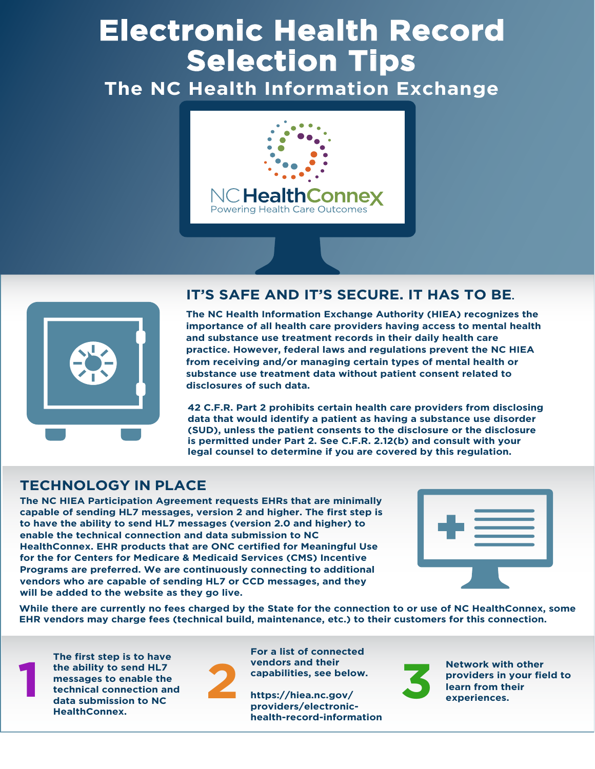# Electronic Health Record Selection Tips

## The NC Health Information Exchange

NC HealthConnex
Powering Health Care Outcomes

## IT'S SAFE AND IT'S SECURE. IT HAS TO BE.

The NC Health Information Exchange Authority (HIEA) recognizes the importance of all health care providers having access to mental health and substance use treatment records in their daily health care practice. However, federal laws and regulations prevent the NC HIEA from receiving and/or managing certain types of mental health or substance use treatment data without patient consent related to disclosures of such data.

42 C.F.R. Part 2 prohibits certain health care providers from disclosing data that would identify a patient as having a substance use disorder (SUD), unless the patient consents to the disclosure or the disclosure is permitted under Part 2. See C.F.R. 2.12(b) and consult with your legal counsel to determine if you are covered by this regulation.

## TECHNOLOGY IN PLACE

The NC HIEA Participation Agreement requests EHRs that are minimally capable of sending HL7 messages, version 2 and higher. The first step is to have the ability to send HL7 messages (version 2.0 and higher) to enable the technical connection and data submission to NC HealthConnex. EHR products that are ONC certified for Meaningful Use for the for Centers for Medicare & Medicaid Services (CMS) Incentive Programs are preferred. We are continuously connecting to additional vendors who are capable of sending HL7 or CCD messages, and they will be added to the website as they go live.

While there are currently no fees charged by the State for the connection to or use of NC HealthConnex, some EHR vendors may charge fees (technical build, maintenance, etc.) to their customers for this connection.

**1** The first step is to have the ability to send HL7 messages to enable the technical connection and data submission to NC HealthConnex.

**2** For a list of connected vendors and their capabilities, see below.

https://hiea.nc.gov/providers/electronic-health-record-information

**3** Network with other providers in your field to learn from their experiences.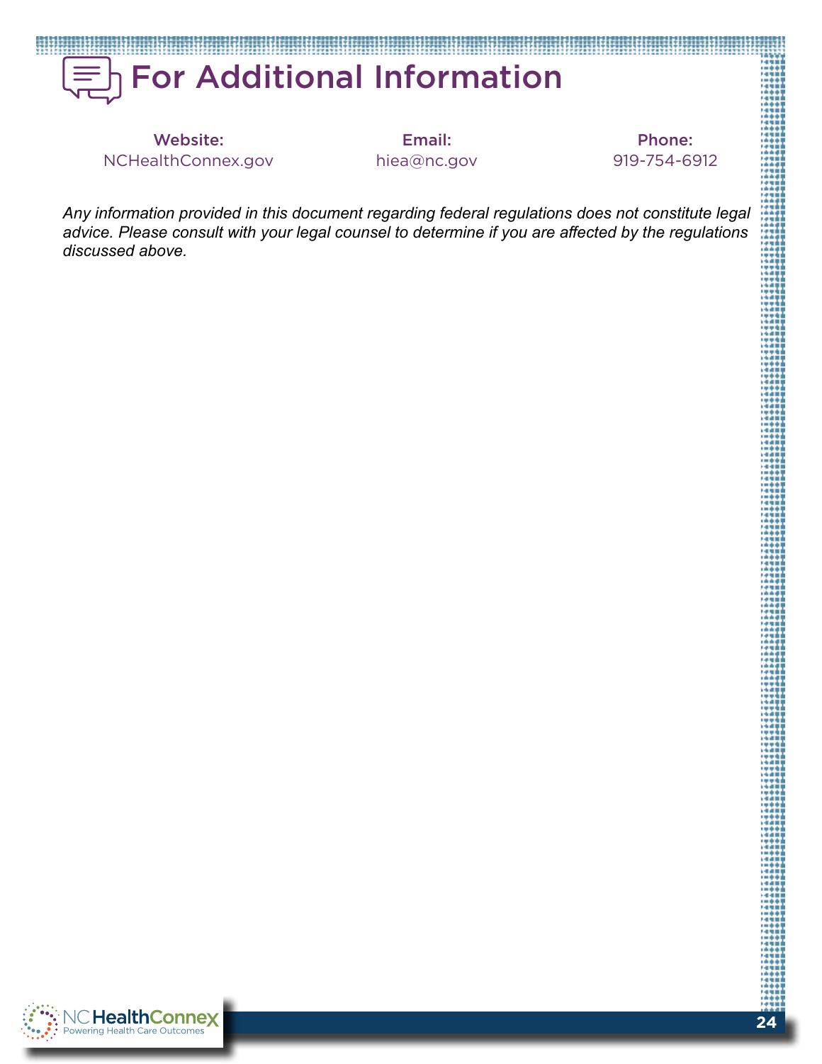# For Additional Information

**Website:**
NCHealthConnex.gov

**Email:**
hiea@nc.gov

**Phone:**
919-754-6912

*Any information provided in this document regarding federal regulations does not constitute legal advice. Please consult with your legal counsel to determine if you are affected by the regulations discussed above.*